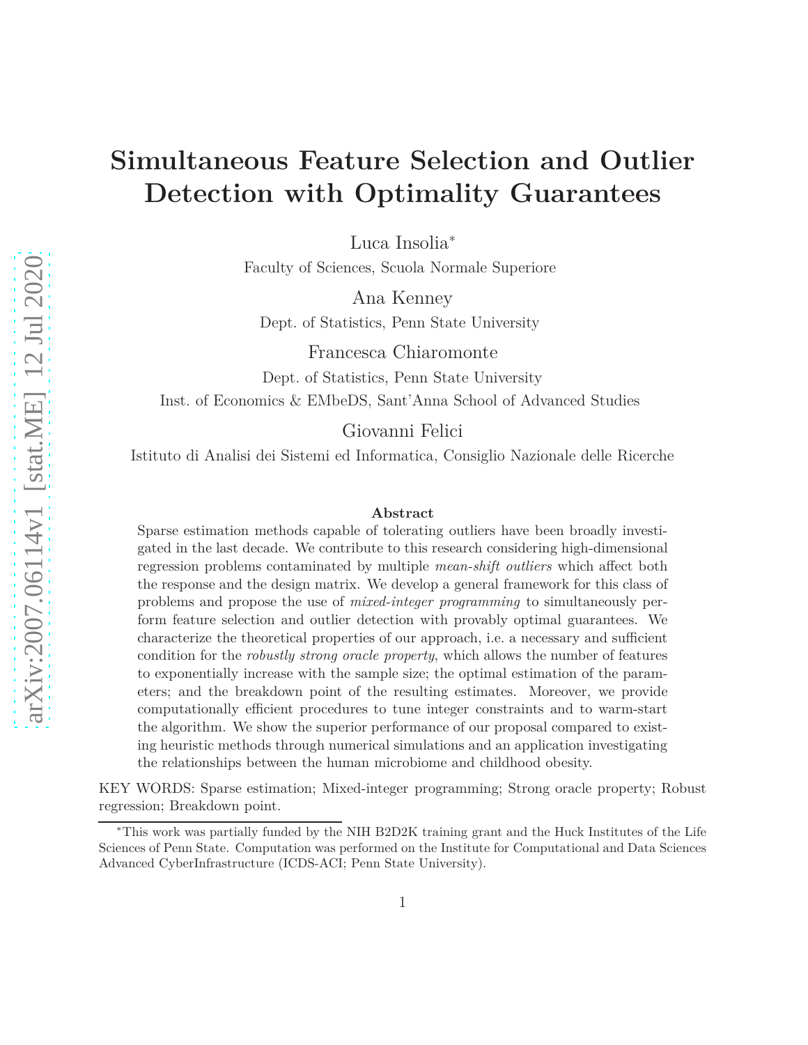# Simultaneous Feature Selection and Outlier Detection with Optimality Guarantees

Luca Insolia*

Faculty of Sciences, Scuola Normale Superiore

Ana Kenney

Dept. of Statistics, Penn State University

Francesca Chiaromonte

Dept. of Statistics, Penn State University

Inst. of Economics & EMbeDS, Sant'Anna School of Advanced Studies

Giovanni Felici

Istituto di Analisi dei Sistemi ed Informatica, Consiglio Nazionale delle Ricerche

**Abstract**

Sparse estimation methods capable of tolerating outliers have been broadly investigated in the last decade. We contribute to this research considering high-dimensional regression problems contaminated by multiple *mean-shift outliers* which affect both the response and the design matrix. We develop a general framework for this class of problems and propose the use of *mixed-integer programming* to simultaneously perform feature selection and outlier detection with provably optimal guarantees. We characterize the theoretical properties of our approach, i.e. a necessary and sufficient condition for the *robustly strong oracle property*, which allows the number of features to exponentially increase with the sample size; the optimal estimation of the parameters; and the breakdown point of the resulting estimates. Moreover, we provide computationally efficient procedures to tune integer constraints and to warm-start the algorithm. We show the superior performance of our proposal compared to existing heuristic methods through numerical simulations and an application investigating the relationships between the human microbiome and childhood obesity.

KEY WORDS: Sparse estimation; Mixed-integer programming; Strong oracle property; Robust regression; Breakdown point.

*This work was partially funded by the NIH B2D2K training grant and the Huck Institutes of the Life Sciences of Penn State. Computation was performed on the Institute for Computational and Data Sciences Advanced CyberInfrastructure (ICDS-ACI; Penn State University).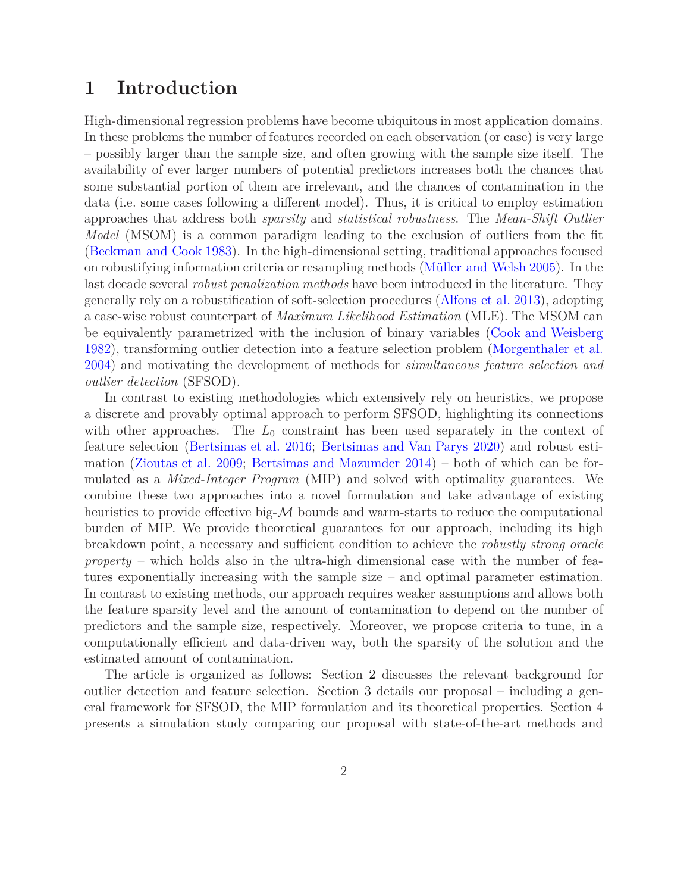# 1 Introduction

High-dimensional regression problems have become ubiquitous in most application domains. In these problems the number of features recorded on each observation (or case) is very large – possibly larger than the sample size, and often growing with the sample size itself. The availability of ever larger numbers of potential predictors increases both the chances that some substantial portion of them are irrelevant, and the chances of contamination in the data (i.e. some cases following a different model). Thus, it is critical to employ estimation approaches that address both *sparsity* and *statistical robustness*. The *Mean-Shift Outlier Model* (MSOM) is a common paradigm leading to the exclusion of outliers from the fit (Beckman and Cook 1983). In the high-dimensional setting, traditional approaches focused on robustifying information criteria or resampling methods (Müller and Welsh 2005). In the last decade several *robust penalization methods* have been introduced in the literature. They generally rely on a robustification of soft-selection procedures (Alfons et al. 2013), adopting a case-wise robust counterpart of *Maximum Likelihood Estimation* (MLE). The MSOM can be equivalently parametrized with the inclusion of binary variables (Cook and Weisberg 1982), transforming outlier detection into a feature selection problem (Morgenthaler et al. 2004) and motivating the development of methods for *simultaneous feature selection and outlier detection* (SFSOD).

In contrast to existing methodologies which extensively rely on heuristics, we propose a discrete and provably optimal approach to perform SFSOD, highlighting its connections with other approaches. The $L_0$ constraint has been used separately in the context of feature selection (Bertsimas et al. 2016; Bertsimas and Van Parys 2020) and robust estimation (Zioutas et al. 2009; Bertsimas and Mazumder 2014) – both of which can be formulated as a *Mixed-Integer Program* (MIP) and solved with optimality guarantees. We combine these two approaches into a novel formulation and take advantage of existing heuristics to provide effective big-$\mathcal{M}$ bounds and warm-starts to reduce the computational burden of MIP. We provide theoretical guarantees for our approach, including its high breakdown point, a necessary and sufficient condition to achieve the *robustly strong oracle property* – which holds also in the ultra-high dimensional case with the number of features exponentially increasing with the sample size – and optimal parameter estimation. In contrast to existing methods, our approach requires weaker assumptions and allows both the feature sparsity level and the amount of contamination to depend on the number of predictors and the sample size, respectively. Moreover, we propose criteria to tune, in a computationally efficient and data-driven way, both the sparsity of the solution and the estimated amount of contamination.

The article is organized as follows: Section 2 discusses the relevant background for outlier detection and feature selection. Section 3 details our proposal – including a general framework for SFSOD, the MIP formulation and its theoretical properties. Section 4 presents a simulation study comparing our proposal with state-of-the-art methods and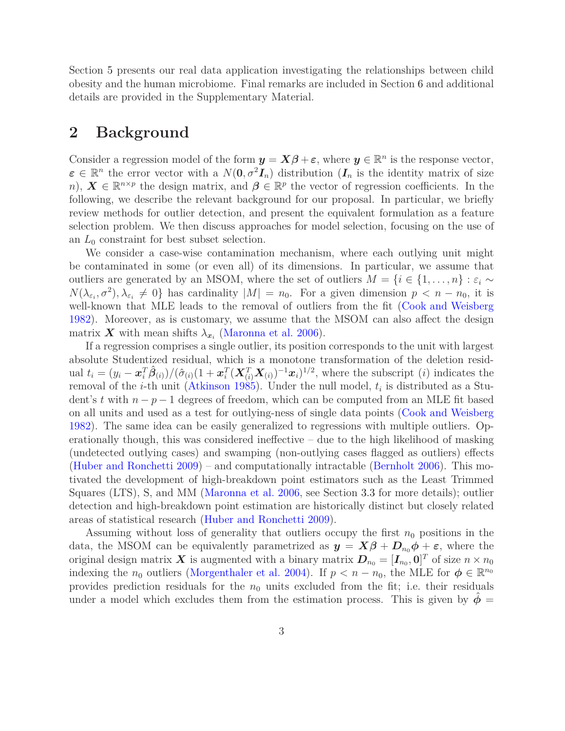Section 5 presents our real data application investigating the relationships between child obesity and the human microbiome. Final remarks are included in Section 6 and additional details are provided in the Supplementary Material.

## 2 Background

Consider a regression model of the form $\boldsymbol{y} = \boldsymbol{X}\boldsymbol{\beta} + \boldsymbol{\varepsilon}$, where $\boldsymbol{y} \in \mathbb{R}^n$ is the response vector, $\boldsymbol{\varepsilon} \in \mathbb{R}^n$ the error vector with a $N(\boldsymbol{0}, \sigma^2 \boldsymbol{I}_n)$ distribution ($\boldsymbol{I}_n$ is the identity matrix of size $n$), $\boldsymbol{X} \in \mathbb{R}^{n\times p}$ the design matrix, and $\boldsymbol{\beta} \in \mathbb{R}^p$ the vector of regression coefficients. In the following, we describe the relevant background for our proposal. In particular, we briefly review methods for outlier detection, and present the equivalent formulation as a feature selection problem. We then discuss approaches for model selection, focusing on the use of an $L_0$ constraint for best subset selection.

We consider a case-wise contamination mechanism, where each outlying unit might be contaminated in some (or even all) of its dimensions. In particular, we assume that outliers are generated by an MSOM, where the set of outliers $M = \{i \in \{1, \ldots, n\} : \varepsilon_i \sim N(\lambda_{\varepsilon_i}, \sigma^2), \lambda_{\varepsilon_i} \neq 0\}$ has cardinality $|M| = n_0$. For a given dimension $p < n - n_0$, it is well-known that MLE leads to the removal of outliers from the fit (Cook and Weisberg 1982). Moreover, as is customary, we assume that the MSOM can also affect the design matrix $\boldsymbol{X}$ with mean shifts $\lambda_{\boldsymbol{x}_i}$ (Maronna et al. 2006).

If a regression comprises a single outlier, its position corresponds to the unit with largest absolute Studentized residual, which is a monotone transformation of the deletion residual $t_i = (y_i - \boldsymbol{x}_i^T \hat{\boldsymbol{\beta}}_{(i)})/(\hat{\sigma}_{(i)}(1 + \boldsymbol{x}_i^T(\boldsymbol{X}_{(i)}^T \boldsymbol{X}_{(i)})^{-1}\boldsymbol{x}_i)^{1/2}$, where the subscript $(i)$ indicates the removal of the $i$-th unit (Atkinson 1985). Under the null model, $t_i$ is distributed as a Student's $t$ with $n - p - 1$ degrees of freedom, which can be computed from an MLE fit based on all units and used as a test for outlying-ness of single data points (Cook and Weisberg 1982). The same idea can be easily generalized to regressions with multiple outliers. Operationally though, this was considered ineffective – due to the high likelihood of masking (undetected outlying cases) and swamping (non-outlying cases flagged as outliers) effects (Huber and Ronchetti 2009) – and computationally intractable (Bernholt 2006). This motivated the development of high-breakdown point estimators such as the Least Trimmed Squares (LTS), S, and MM (Maronna et al. 2006, see Section 3.3 for more details); outlier detection and high-breakdown point estimation are historically distinct but closely related areas of statistical research (Huber and Ronchetti 2009).

Assuming without loss of generality that outliers occupy the first $n_0$ positions in the data, the MSOM can be equivalently parametrized as $\boldsymbol{y} = \boldsymbol{X}\boldsymbol{\beta} + \boldsymbol{D}_{n_0}\boldsymbol{\phi} + \boldsymbol{\varepsilon}$, where the original design matrix $\boldsymbol{X}$ is augmented with a binary matrix $\boldsymbol{D}_{n_0} = [\boldsymbol{I}_{n_0}, \boldsymbol{0}]^T$ of size $n \times n_0$ indexing the $n_0$ outliers (Morgenthaler et al. 2004). If $p < n - n_0$, the MLE for $\boldsymbol{\phi} \in \mathbb{R}^{n_0}$ provides prediction residuals for the $n_0$ units excluded from the fit; i.e. their residuals under a model which excludes them from the estimation process. This is given by $\hat{\boldsymbol{\phi}} =$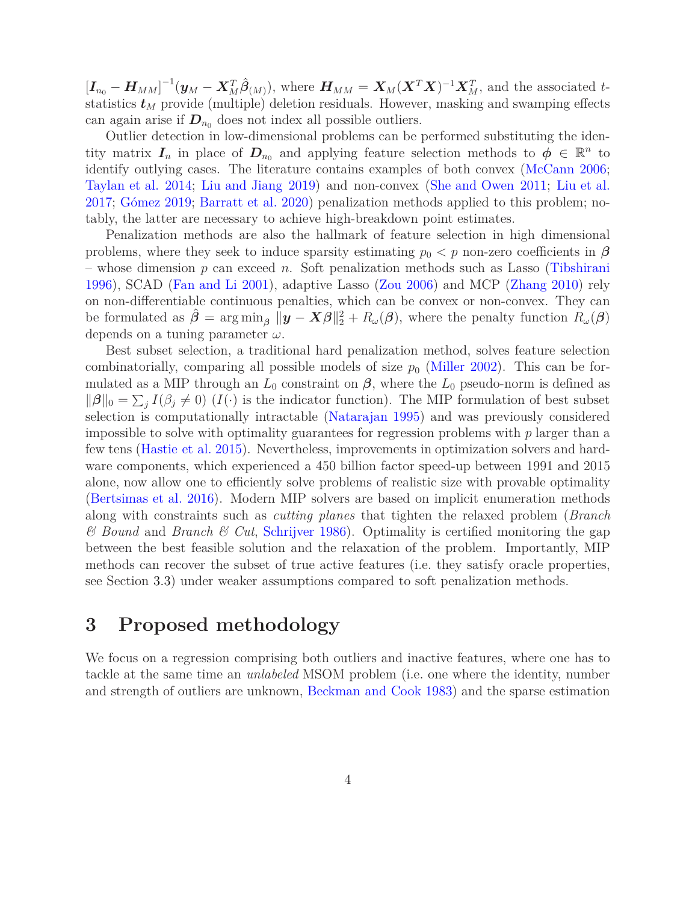$[\boldsymbol{I}_{n_0} - \boldsymbol{H}_{MM}]^{-1}(\boldsymbol{y}_M - \boldsymbol{X}_M^T\hat{\boldsymbol{\beta}}_{(M)})$, where $\boldsymbol{H}_{MM} = \boldsymbol{X}_M(\boldsymbol{X}^T\boldsymbol{X})^{-1}\boldsymbol{X}_M^T$, and the associated $t$-statistics $\boldsymbol{t}_M$ provide (multiple) deletion residuals. However, masking and swamping effects can again arise if $\boldsymbol{D}_{n_0}$ does not index all possible outliers.

Outlier detection in low-dimensional problems can be performed substituting the identity matrix $\boldsymbol{I}_n$ in place of $\boldsymbol{D}_{n_0}$ and applying feature selection methods to $\boldsymbol{\phi} \in \mathbb{R}^n$ to identify outlying cases. The literature contains examples of both convex (McCann 2006; Taylan et al. 2014; Liu and Jiang 2019) and non-convex (She and Owen 2011; Liu et al. 2017; Gómez 2019; Barratt et al. 2020) penalization methods applied to this problem; notably, the latter are necessary to achieve high-breakdown point estimates.

Penalization methods are also the hallmark of feature selection in high dimensional problems, where they seek to induce sparsity estimating $p_0 < p$ non-zero coefficients in $\boldsymbol{\beta}$ – whose dimension $p$ can exceed $n$. Soft penalization methods such as Lasso (Tibshirani 1996), SCAD (Fan and Li 2001), adaptive Lasso (Zou 2006) and MCP (Zhang 2010) rely on non-differentiable continuous penalties, which can be convex or non-convex. They can be formulated as $\hat{\boldsymbol{\beta}} = \arg\min_{\boldsymbol{\beta}} \|\boldsymbol{y} - \boldsymbol{X}\boldsymbol{\beta}\|_2^2 + R_\omega(\boldsymbol{\beta})$, where the penalty function $R_\omega(\boldsymbol{\beta})$ depends on a tuning parameter $\omega$.

Best subset selection, a traditional hard penalization method, solves feature selection combinatorially, comparing all possible models of size $p_0$ (Miller 2002). This can be formulated as a MIP through an $L_0$ constraint on $\boldsymbol{\beta}$, where the $L_0$ pseudo-norm is defined as $\|\boldsymbol{\beta}\|_0 = \sum_j I(\beta_j \neq 0)$ ($I(\cdot)$ is the indicator function). The MIP formulation of best subset selection is computationally intractable (Natarajan 1995) and was previously considered impossible to solve with optimality guarantees for regression problems with $p$ larger than a few tens (Hastie et al. 2015). Nevertheless, improvements in optimization solvers and hardware components, which experienced a 450 billion factor speed-up between 1991 and 2015 alone, now allow one to efficiently solve problems of realistic size with provable optimality (Bertsimas et al. 2016). Modern MIP solvers are based on implicit enumeration methods along with constraints such as *cutting planes* that tighten the relaxed problem (*Branch & Bound* and *Branch & Cut*, Schrijver 1986). Optimality is certified monitoring the gap between the best feasible solution and the relaxation of the problem. Importantly, MIP methods can recover the subset of true active features (i.e. they satisfy oracle properties, see Section 3.3) under weaker assumptions compared to soft penalization methods.

# 3 Proposed methodology

We focus on a regression comprising both outliers and inactive features, where one has to tackle at the same time an *unlabeled* MSOM problem (i.e. one where the identity, number and strength of outliers are unknown, Beckman and Cook 1983) and the sparse estimation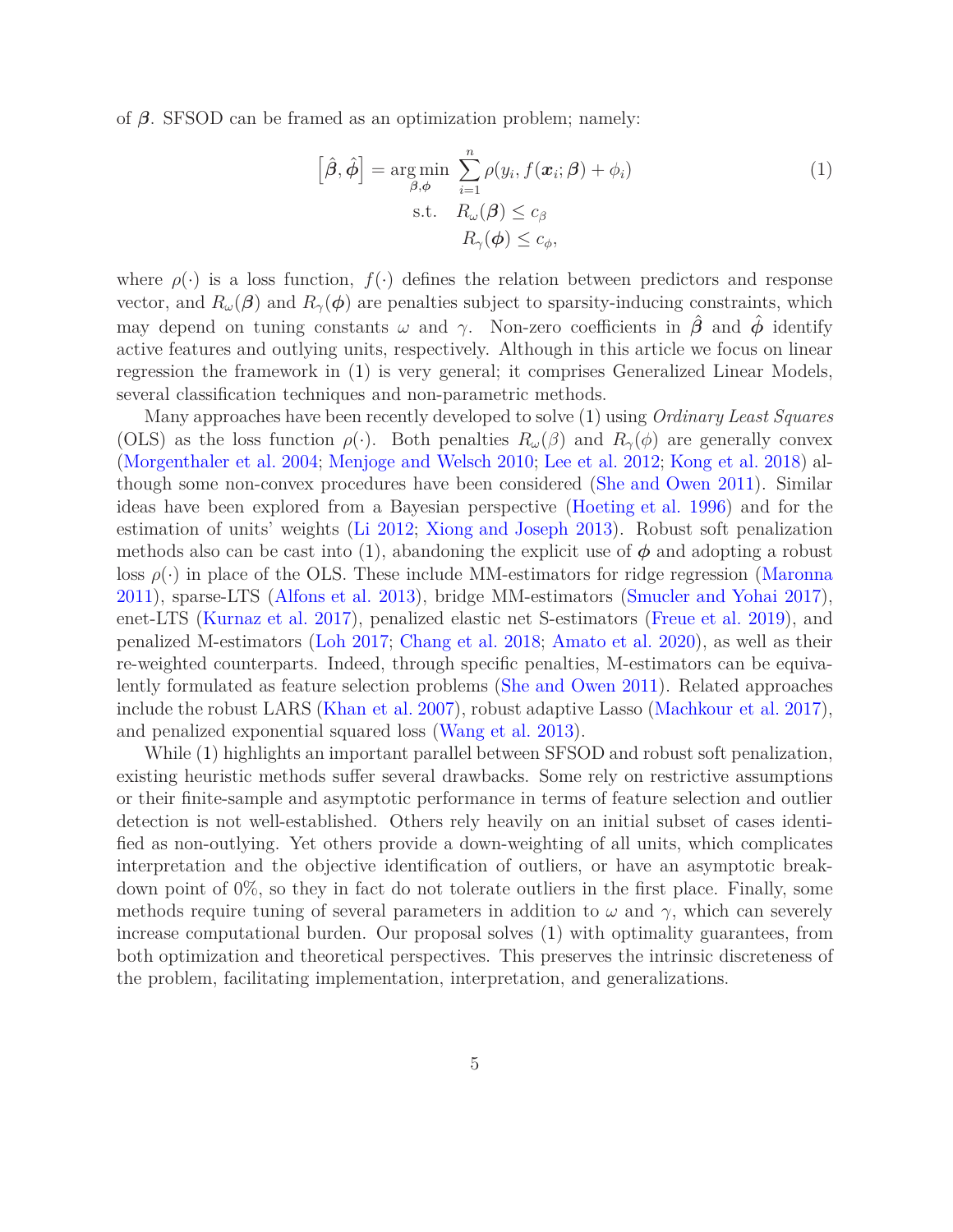of $\boldsymbol{\beta}$. SFSOD can be framed as an optimization problem; namely:

$$
\begin{aligned}
\left[\hat{\boldsymbol{\beta}}, \hat{\boldsymbol{\phi}}\right] = \underset{\boldsymbol{\beta}, \boldsymbol{\phi}}{\arg\min} & \sum_{i=1}^{n} \rho(y_i, f(\boldsymbol{x}_i; \boldsymbol{\beta}) + \phi_i) \\
\text{s.t.} \quad & R_\omega(\boldsymbol{\beta}) \leq c_\beta \\
& R_\gamma(\boldsymbol{\phi}) \leq c_\phi,
\end{aligned}
\tag{1}
$$

where $\rho(\cdot)$ is a loss function, $f(\cdot)$ defines the relation between predictors and response vector, and $R_\omega(\boldsymbol{\beta})$ and $R_\gamma(\boldsymbol{\phi})$ are penalties subject to sparsity-inducing constraints, which may depend on tuning constants $\omega$ and $\gamma$. Non-zero coefficients in $\hat{\boldsymbol{\beta}}$ and $\hat{\boldsymbol{\phi}}$ identify active features and outlying units, respectively. Although in this article we focus on linear regression the framework in (1) is very general; it comprises Generalized Linear Models, several classification techniques and non-parametric methods.

Many approaches have been recently developed to solve (1) using *Ordinary Least Squares* (OLS) as the loss function $\rho(\cdot)$. Both penalties $R_\omega(\beta)$ and $R_\gamma(\phi)$ are generally convex (Morgenthaler et al. 2004; Menjoge and Welsch 2010; Lee et al. 2012; Kong et al. 2018) although some non-convex procedures have been considered (She and Owen 2011). Similar ideas have been explored from a Bayesian perspective (Hoeting et al. 1996) and for the estimation of units' weights (Li 2012; Xiong and Joseph 2013). Robust soft penalization methods also can be cast into (1), abandoning the explicit use of $\boldsymbol{\phi}$ and adopting a robust loss $\rho(\cdot)$ in place of the OLS. These include MM-estimators for ridge regression (Maronna 2011), sparse-LTS (Alfons et al. 2013), bridge MM-estimators (Smucler and Yohai 2017), enet-LTS (Kurnaz et al. 2017), penalized elastic net S-estimators (Freue et al. 2019), and penalized M-estimators (Loh 2017; Chang et al. 2018; Amato et al. 2020), as well as their re-weighted counterparts. Indeed, through specific penalties, M-estimators can be equivalently formulated as feature selection problems (She and Owen 2011). Related approaches include the robust LARS (Khan et al. 2007), robust adaptive Lasso (Machkour et al. 2017), and penalized exponential squared loss (Wang et al. 2013).

While (1) highlights an important parallel between SFSOD and robust soft penalization, existing heuristic methods suffer several drawbacks. Some rely on restrictive assumptions or their finite-sample and asymptotic performance in terms of feature selection and outlier detection is not well-established. Others rely heavily on an initial subset of cases identified as non-outlying. Yet others provide a down-weighting of all units, which complicates interpretation and the objective identification of outliers, or have an asymptotic breakdown point of 0%, so they in fact do not tolerate outliers in the first place. Finally, some methods require tuning of several parameters in addition to $\omega$ and $\gamma$, which can severely increase computational burden. Our proposal solves (1) with optimality guarantees, from both optimization and theoretical perspectives. This preserves the intrinsic discreteness of the problem, facilitating implementation, interpretation, and generalizations.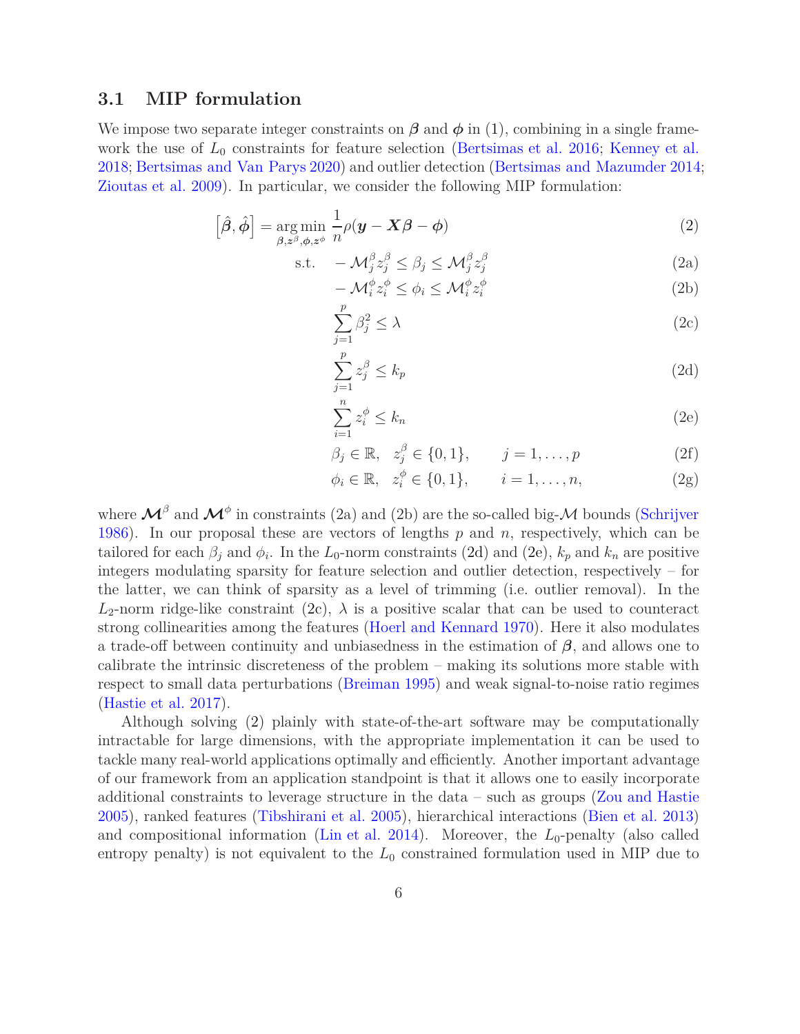### 3.1 MIP formulation

We impose two separate integer constraints on $\boldsymbol{\beta}$ and $\boldsymbol{\phi}$ in (1), combining in a single framework the use of $L_0$ constraints for feature selection (Bertsimas et al. 2016; Kenney et al. 2018; Bertsimas and Van Parys 2020) and outlier detection (Bertsimas and Mazumder 2014; Zioutas et al. 2009). In particular, we consider the following MIP formulation:

$$
\left[\hat{\boldsymbol{\beta}}, \hat{\boldsymbol{\phi}}\right] = \underset{\boldsymbol{\beta}, \boldsymbol{z}^{\beta}, \boldsymbol{\phi}, \boldsymbol{z}^{\phi}}{\arg\min} \; \frac{1}{n} \rho(\boldsymbol{y} - \boldsymbol{X}\boldsymbol{\beta} - \boldsymbol{\phi}) \tag{2}
$$

$$
\text{s.t.} \quad -\mathcal{M}_j^{\beta} z_j^{\beta} \leq \beta_j \leq \mathcal{M}_j^{\beta} z_j^{\beta} \tag{2a}
$$

$$
-\mathcal{M}_i^{\phi} z_i^{\phi} \leq \phi_i \leq \mathcal{M}_i^{\phi} z_i^{\phi} \tag{2b}
$$

$$
\sum_{j=1}^{p} \beta_j^2 \leq \lambda \tag{2c}
$$

$$
\sum_{j=1}^{p} z_j^{\beta} \leq k_p \tag{2d}
$$

$$
\sum_{i=1}^{n} z_i^{\phi} \leq k_n \tag{2e}
$$

$$
\beta_j \in \mathbb{R}, \quad z_j^{\beta} \in \{0, 1\}, \qquad j = 1, \ldots, p \tag{2f}
$$

$$
\phi_i \in \mathbb{R}, \quad z_i^{\phi} \in \{0, 1\}, \qquad i = 1, \ldots, n, \tag{2g}
$$

where $\boldsymbol{\mathcal{M}}^{\beta}$ and $\boldsymbol{\mathcal{M}}^{\phi}$ in constraints (2a) and (2b) are the so-called big-$\mathcal{M}$ bounds (Schrijver 1986). In our proposal these are vectors of lengths $p$ and $n$, respectively, which can be tailored for each $\beta_j$ and $\phi_i$. In the $L_0$-norm constraints (2d) and (2e), $k_p$ and $k_n$ are positive integers modulating sparsity for feature selection and outlier detection, respectively – for the latter, we can think of sparsity as a level of trimming (i.e. outlier removal). In the $L_2$-norm ridge-like constraint (2c), $\lambda$ is a positive scalar that can be used to counteract strong collinearities among the features (Hoerl and Kennard 1970). Here it also modulates a trade-off between continuity and unbiasedness in the estimation of $\boldsymbol{\beta}$, and allows one to calibrate the intrinsic discreteness of the problem – making its solutions more stable with respect to small data perturbations (Breiman 1995) and weak signal-to-noise ratio regimes (Hastie et al. 2017).

Although solving (2) plainly with state-of-the-art software may be computationally intractable for large dimensions, with the appropriate implementation it can be used to tackle many real-world applications optimally and efficiently. Another important advantage of our framework from an application standpoint is that it allows one to easily incorporate additional constraints to leverage structure in the data – such as groups (Zou and Hastie 2005), ranked features (Tibshirani et al. 2005), hierarchical interactions (Bien et al. 2013) and compositional information (Lin et al. 2014). Moreover, the $L_0$-penalty (also called entropy penalty) is not equivalent to the $L_0$ constrained formulation used in MIP due to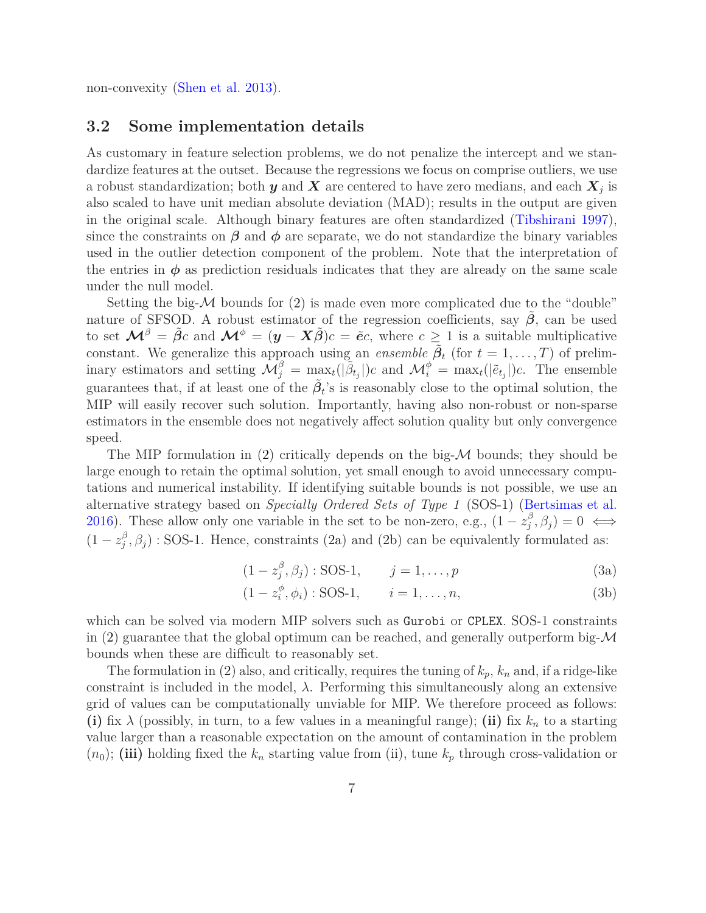non-convexity (Shen et al. 2013).

## 3.2 Some implementation details

As customary in feature selection problems, we do not penalize the intercept and we standardize features at the outset. Because the regressions we focus on comprise outliers, we use a robust standardization; both $\boldsymbol{y}$ and $\boldsymbol{X}$ are centered to have zero medians, and each $\boldsymbol{X}_j$ is also scaled to have unit median absolute deviation (MAD); results in the output are given in the original scale. Although binary features are often standardized (Tibshirani 1997), since the constraints on $\boldsymbol{\beta}$ and $\boldsymbol{\phi}$ are separate, we do not standardize the binary variables used in the outlier detection component of the problem. Note that the interpretation of the entries in $\boldsymbol{\phi}$ as prediction residuals indicates that they are already on the same scale under the null model.

Setting the big-$\mathcal{M}$ bounds for (2) is made even more complicated due to the "double" nature of SFSOD. A robust estimator of the regression coefficients, say $\tilde{\boldsymbol{\beta}}$, can be used to set $\boldsymbol{\mathcal{M}}^{\beta} = \tilde{\boldsymbol{\beta}}c$ and $\boldsymbol{\mathcal{M}}^{\phi} = (\boldsymbol{y} - \boldsymbol{X}\tilde{\boldsymbol{\beta}})c = \tilde{\boldsymbol{e}}c$, where $c \geq 1$ is a suitable multiplicative constant. We generalize this approach using an *ensemble* $\tilde{\boldsymbol{\beta}}_t$ (for $t = 1, \ldots, T$) of preliminary estimators and setting $\mathcal{M}^{\beta}_j = \max_t(|\tilde{\beta}_{t_j}|)c$ and $\mathcal{M}^{\phi}_i = \max_t(|\tilde{e}_{t_j}|)c$. The ensemble guarantees that, if at least one of the $\tilde{\boldsymbol{\beta}}_t$'s is reasonably close to the optimal solution, the MIP will easily recover such solution. Importantly, having also non-robust or non-sparse estimators in the ensemble does not negatively affect solution quality but only convergence speed.

The MIP formulation in (2) critically depends on the big-$\mathcal{M}$ bounds; they should be large enough to retain the optimal solution, yet small enough to avoid unnecessary computations and numerical instability. If identifying suitable bounds is not possible, we use an alternative strategy based on *Specially Ordered Sets of Type 1* (SOS-1) (Bertsimas et al. 2016). These allow only one variable in the set to be non-zero, e.g., $(1 - z^{\beta}_j, \beta_j) = 0 \iff (1 - z^{\beta}_j, \beta_j) : \text{SOS-1}$. Hence, constraints (2a) and (2b) can be equivalently formulated as:

$$(1 - z^{\beta}_j, \beta_j) : \text{SOS-1}, \qquad j = 1, \ldots, p \tag{3a}$$

$$(1 - z^{\phi}_i, \phi_i) : \text{SOS-1}, \qquad i = 1, \ldots, n, \tag{3b}$$

which can be solved via modern MIP solvers such as `Gurobi` or `CPLEX`. SOS-1 constraints in (2) guarantee that the global optimum can be reached, and generally outperform big-$\mathcal{M}$ bounds when these are difficult to reasonably set.

The formulation in (2) also, and critically, requires the tuning of $k_p$, $k_n$ and, if a ridge-like constraint is included in the model, $\lambda$. Performing this simultaneously along an extensive grid of values can be computationally unviable for MIP. We therefore proceed as follows: **(i)** fix $\lambda$ (possibly, in turn, to a few values in a meaningful range); **(ii)** fix $k_n$ to a starting value larger than a reasonable expectation on the amount of contamination in the problem ($n_0$); **(iii)** holding fixed the $k_n$ starting value from (ii), tune $k_p$ through cross-validation or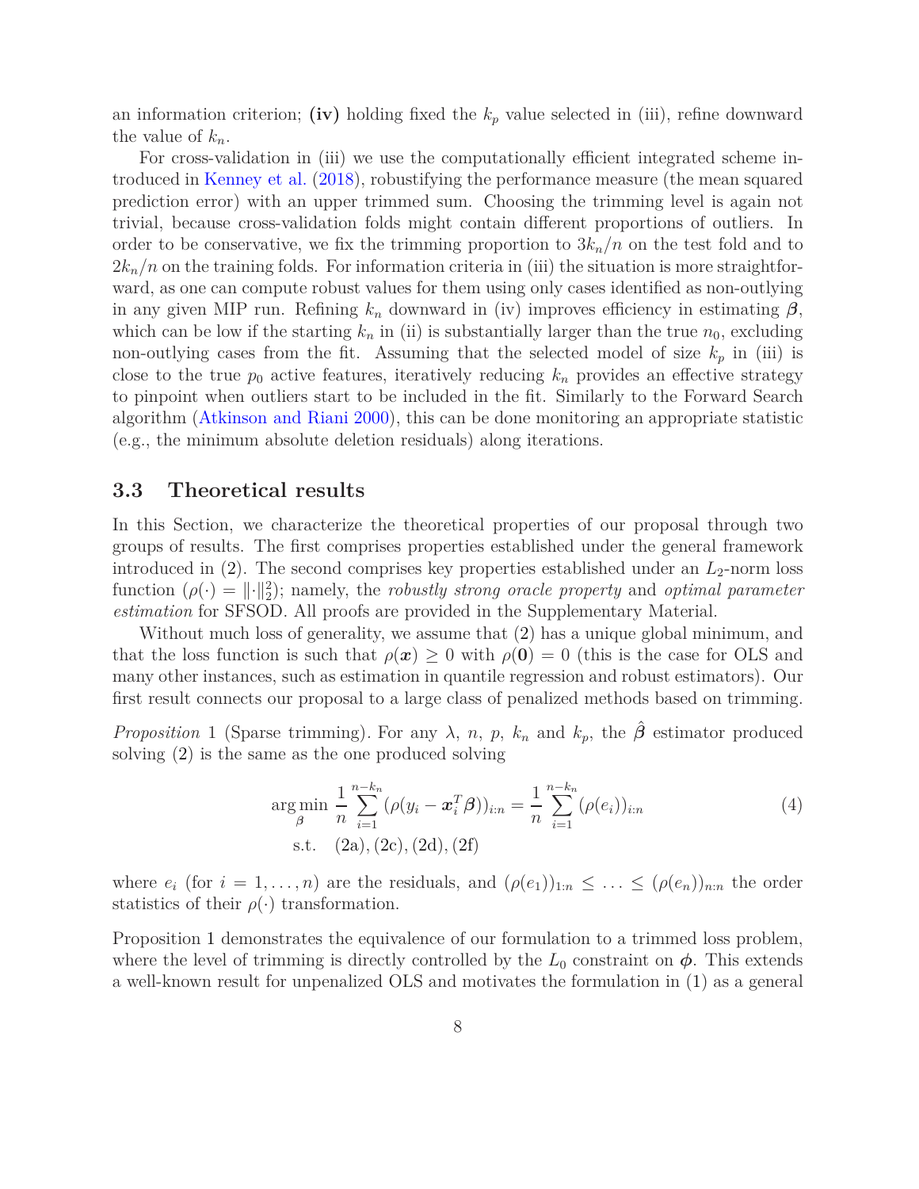an information criterion; **(iv)** holding fixed the $k_p$ value selected in (iii), refine downward the value of $k_n$.

For cross-validation in (iii) we use the computationally efficient integrated scheme introduced in Kenney et al. (2018), robustifying the performance measure (the mean squared prediction error) with an upper trimmed sum. Choosing the trimming level is again not trivial, because cross-validation folds might contain different proportions of outliers. In order to be conservative, we fix the trimming proportion to $3k_n/n$ on the test fold and to $2k_n/n$ on the training folds. For information criteria in (iii) the situation is more straightforward, as one can compute robust values for them using only cases identified as non-outlying in any given MIP run. Refining $k_n$ downward in (iv) improves efficiency in estimating $\boldsymbol{\beta}$, which can be low if the starting $k_n$ in (ii) is substantially larger than the true $n_0$, excluding non-outlying cases from the fit. Assuming that the selected model of size $k_p$ in (iii) is close to the true $p_0$ active features, iteratively reducing $k_n$ provides an effective strategy to pinpoint when outliers start to be included in the fit. Similarly to the Forward Search algorithm (Atkinson and Riani 2000), this can be done monitoring an appropriate statistic (e.g., the minimum absolute deletion residuals) along iterations.

## 3.3 Theoretical results

In this Section, we characterize the theoretical properties of our proposal through two groups of results. The first comprises properties established under the general framework introduced in (2). The second comprises key properties established under an $L_2$-norm loss function ($\rho(\cdot) = \|\cdot\|_2^2$); namely, the *robustly strong oracle property* and *optimal parameter estimation* for SFSOD. All proofs are provided in the Supplementary Material.

Without much loss of generality, we assume that (2) has a unique global minimum, and that the loss function is such that $\rho(\boldsymbol{x}) \geq 0$ with $\rho(\mathbf{0}) = 0$ (this is the case for OLS and many other instances, such as estimation in quantile regression and robust estimators). Our first result connects our proposal to a large class of penalized methods based on trimming.

*Proposition* 1 (Sparse trimming). For any $\lambda$, $n$, $p$, $k_n$ and $k_p$, the $\hat{\boldsymbol{\beta}}$ estimator produced solving (2) is the same as the one produced solving

$$
\begin{aligned}
\arg\min_{\beta} \ & \frac{1}{n}\sum_{i=1}^{n-k_n} (\rho(y_i - \boldsymbol{x}_i^T\boldsymbol{\beta}))_{i:n} = \frac{1}{n}\sum_{i=1}^{n-k_n} (\rho(e_i))_{i:n} \\
\text{s.t.} \quad & \text{(2a), (2c), (2d), (2f)}
\end{aligned}
\tag{4}
$$

where $e_i$ (for $i = 1, \ldots, n$) are the residuals, and $(\rho(e_1))_{1:n} \leq \ldots \leq (\rho(e_n))_{n:n}$ the order statistics of their $\rho(\cdot)$ transformation.

Proposition 1 demonstrates the equivalence of our formulation to a trimmed loss problem, where the level of trimming is directly controlled by the $L_0$ constraint on $\boldsymbol{\phi}$. This extends a well-known result for unpenalized OLS and motivates the formulation in (1) as a general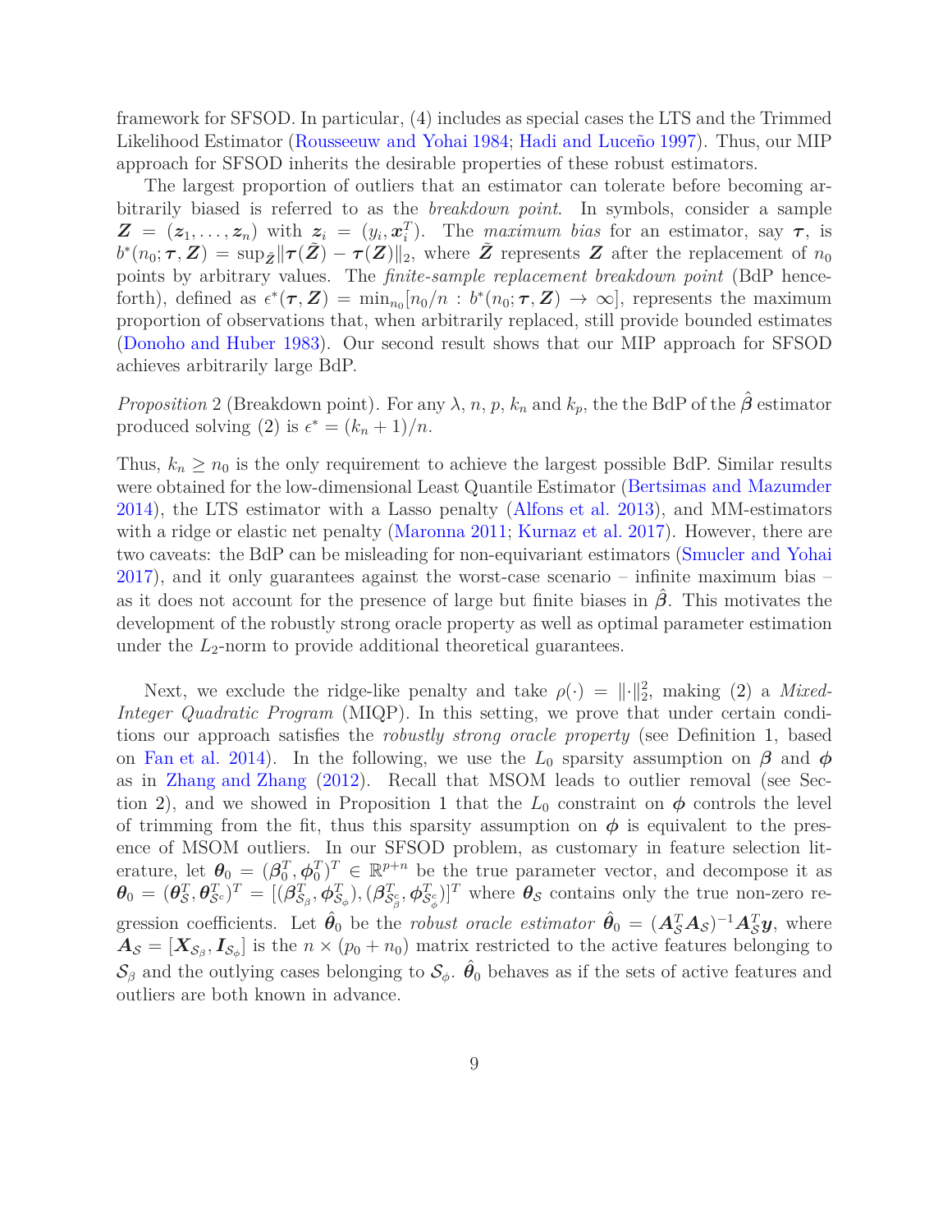framework for SFSOD. In particular, (4) includes as special cases the LTS and the Trimmed Likelihood Estimator (Rousseeuw and Yohai 1984; Hadi and Luceño 1997). Thus, our MIP approach for SFSOD inherits the desirable properties of these robust estimators.

The largest proportion of outliers that an estimator can tolerate before becoming arbitrarily biased is referred to as the *breakdown point*. In symbols, consider a sample $\boldsymbol{Z} = (\boldsymbol{z}_1, \dots, \boldsymbol{z}_n)$ with $\boldsymbol{z}_i = (y_i, \boldsymbol{x}_i^T)$. The *maximum bias* for an estimator, say $\boldsymbol{\tau}$, is $b^*(n_0; \boldsymbol{\tau}, \boldsymbol{Z}) = \sup_{\tilde{\boldsymbol{Z}}} \|\boldsymbol{\tau}(\tilde{\boldsymbol{Z}}) - \boldsymbol{\tau}(\boldsymbol{Z})\|_2$, where $\tilde{\boldsymbol{Z}}$ represents $\boldsymbol{Z}$ after the replacement of $n_0$ points by arbitrary values. The *finite-sample replacement breakdown point* (BdP henceforth), defined as $\epsilon^*(\boldsymbol{\tau}, \boldsymbol{Z}) = \min_{n_0}[n_0/n : b^*(n_0; \boldsymbol{\tau}, \boldsymbol{Z}) \to \infty]$, represents the maximum proportion of observations that, when arbitrarily replaced, still provide bounded estimates (Donoho and Huber 1983). Our second result shows that our MIP approach for SFSOD achieves arbitrarily large BdP.

*Proposition* 2 (Breakdown point). For any $\lambda$, $n$, $p$, $k_n$ and $k_p$, the the BdP of the $\hat{\boldsymbol{\beta}}$ estimator produced solving (2) is $\epsilon^* = (k_n + 1)/n$.

Thus, $k_n \geq n_0$ is the only requirement to achieve the largest possible BdP. Similar results were obtained for the low-dimensional Least Quantile Estimator (Bertsimas and Mazumder 2014), the LTS estimator with a Lasso penalty (Alfons et al. 2013), and MM-estimators with a ridge or elastic net penalty (Maronna 2011; Kurnaz et al. 2017). However, there are two caveats: the BdP can be misleading for non-equivariant estimators (Smucler and Yohai 2017), and it only guarantees against the worst-case scenario – infinite maximum bias – as it does not account for the presence of large but finite biases in $\hat{\boldsymbol{\beta}}$. This motivates the development of the robustly strong oracle property as well as optimal parameter estimation under the $L_2$-norm to provide additional theoretical guarantees.

Next, we exclude the ridge-like penalty and take $\rho(\cdot) = \|\cdot\|_2^2$, making (2) a *Mixed-Integer Quadratic Program* (MIQP). In this setting, we prove that under certain conditions our approach satisfies the *robustly strong oracle property* (see Definition 1, based on Fan et al. 2014). In the following, we use the $L_0$ sparsity assumption on $\boldsymbol{\beta}$ and $\boldsymbol{\phi}$ as in Zhang and Zhang (2012). Recall that MSOM leads to outlier removal (see Section 2), and we showed in Proposition 1 that the $L_0$ constraint on $\boldsymbol{\phi}$ controls the level of trimming from the fit, thus this sparsity assumption on $\boldsymbol{\phi}$ is equivalent to the presence of MSOM outliers. In our SFSOD problem, as customary in feature selection literature, let $\boldsymbol{\theta}_0 = (\boldsymbol{\beta}_0^T, \boldsymbol{\phi}_0^T)^T \in \mathbb{R}^{p+n}$ be the true parameter vector, and decompose it as $\boldsymbol{\theta}_0 = (\boldsymbol{\theta}_{\mathcal{S}}^T, \boldsymbol{\theta}_{\mathcal{S}^c}^T)^T = [(\boldsymbol{\beta}_{\mathcal{S}_\beta}^T, \boldsymbol{\phi}_{\mathcal{S}_\phi}^T), (\boldsymbol{\beta}_{\mathcal{S}_\beta^c}^T, \boldsymbol{\phi}_{\mathcal{S}_\phi^c}^T)]^T$ where $\boldsymbol{\theta}_{\mathcal{S}}$ contains only the true non-zero regression coefficients. Let $\hat{\boldsymbol{\theta}}_0$ be the *robust oracle estimator* $\hat{\boldsymbol{\theta}}_0 = (\boldsymbol{A}_{\mathcal{S}}^T \boldsymbol{A}_{\mathcal{S}})^{-1} \boldsymbol{A}_{\mathcal{S}}^T \boldsymbol{y}$, where $\boldsymbol{A}_{\mathcal{S}} = [\boldsymbol{X}_{\mathcal{S}_\beta}, \boldsymbol{I}_{\mathcal{S}_\phi}]$ is the $n \times (p_0 + n_0)$ matrix restricted to the active features belonging to $\mathcal{S}_\beta$ and the outlying cases belonging to $\mathcal{S}_\phi$. $\hat{\boldsymbol{\theta}}_0$ behaves as if the sets of active features and outliers are both known in advance.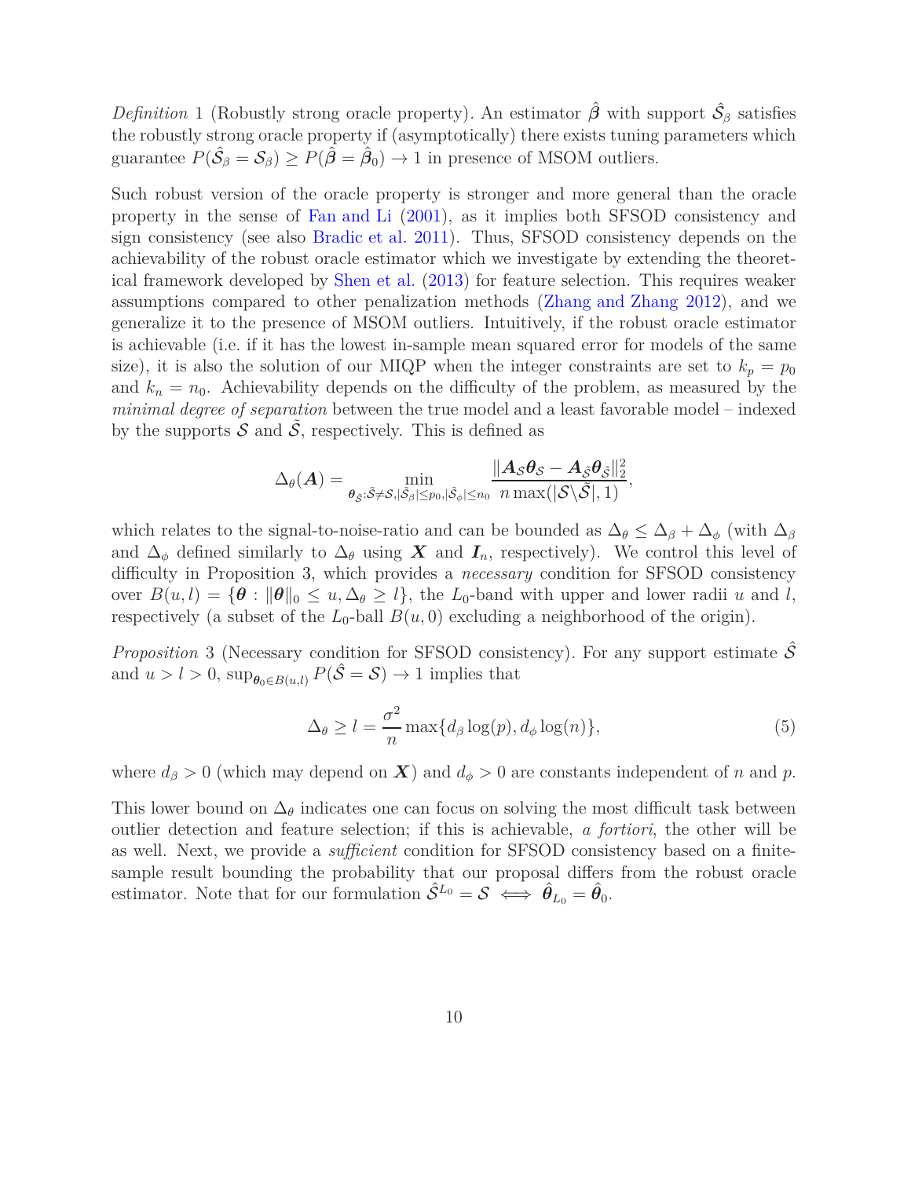*Definition* 1 (Robustly strong oracle property). An estimator $\hat{\boldsymbol{\beta}}$ with support $\hat{\mathcal{S}}_\beta$ satisfies the robustly strong oracle property if (asymptotically) there exists tuning parameters which guarantee $P(\hat{\mathcal{S}}_\beta = \mathcal{S}_\beta) \geq P(\hat{\boldsymbol{\beta}} = \hat{\boldsymbol{\beta}}_0) \to 1$ in presence of MSOM outliers.

Such robust version of the oracle property is stronger and more general than the oracle property in the sense of Fan and Li (2001), as it implies both SFSOD consistency and sign consistency (see also Bradic et al. 2011). Thus, SFSOD consistency depends on the achievability of the robust oracle estimator which we investigate by extending the theoretical framework developed by Shen et al. (2013) for feature selection. This requires weaker assumptions compared to other penalization methods (Zhang and Zhang 2012), and we generalize it to the presence of MSOM outliers. Intuitively, if the robust oracle estimator is achievable (i.e. if it has the lowest in-sample mean squared error for models of the same size), it is also the solution of our MIQP when the integer constraints are set to $k_p = p_0$ and $k_n = n_0$. Achievability depends on the difficulty of the problem, as measured by the *minimal degree of separation* between the true model and a least favorable model – indexed by the supports $\mathcal{S}$ and $\tilde{\mathcal{S}}$, respectively. This is defined as

$$\Delta_\theta(\boldsymbol{A}) = \min_{\boldsymbol{\theta}_{\tilde{\mathcal{S}}}:\tilde{\mathcal{S}} \neq \mathcal{S}, |\tilde{\mathcal{S}}_\beta| \leq p_0, |\tilde{\mathcal{S}}_\phi| \leq n_0} \frac{\|\boldsymbol{A}_{\mathcal{S}}\boldsymbol{\theta}_{\mathcal{S}} - \boldsymbol{A}_{\tilde{\mathcal{S}}}\boldsymbol{\theta}_{\tilde{\mathcal{S}}}\|_2^2}{n \max(|\mathcal{S} \backslash \tilde{\mathcal{S}}|, 1)},$$

which relates to the signal-to-noise-ratio and can be bounded as $\Delta_\theta \leq \Delta_\beta + \Delta_\phi$ (with $\Delta_\beta$ and $\Delta_\phi$ defined similarly to $\Delta_\theta$ using $\boldsymbol{X}$ and $\boldsymbol{I}_n$, respectively). We control this level of difficulty in Proposition 3, which provides a *necessary* condition for SFSOD consistency over $B(u, l) = \{\boldsymbol{\theta} : \|\boldsymbol{\theta}\|_0 \leq u, \Delta_\theta \geq l\}$, the $L_0$-band with upper and lower radii $u$ and $l$, respectively (a subset of the $L_0$-ball $B(u, 0)$ excluding a neighborhood of the origin).

*Proposition* 3 (Necessary condition for SFSOD consistency). For any support estimate $\hat{\mathcal{S}}$ and $u > l > 0$, $\sup_{\boldsymbol{\theta}_0 \in B(u,l)} P(\hat{\mathcal{S}} = \mathcal{S}) \to 1$ implies that

$$\Delta_\theta \geq l = \frac{\sigma^2}{n} \max\{d_\beta \log(p), d_\phi \log(n)\}, \tag{5}$$

where $d_\beta > 0$ (which may depend on $\boldsymbol{X}$) and $d_\phi > 0$ are constants independent of $n$ and $p$.

This lower bound on $\Delta_\theta$ indicates one can focus on solving the most difficult task between outlier detection and feature selection; if this is achievable, *a fortiori*, the other will be as well. Next, we provide a *sufficient* condition for SFSOD consistency based on a finite-sample result bounding the probability that our proposal differs from the robust oracle estimator. Note that for our formulation $\hat{\mathcal{S}}^{L_0} = \mathcal{S} \iff \hat{\boldsymbol{\theta}}_{L_0} = \hat{\boldsymbol{\theta}}_0$.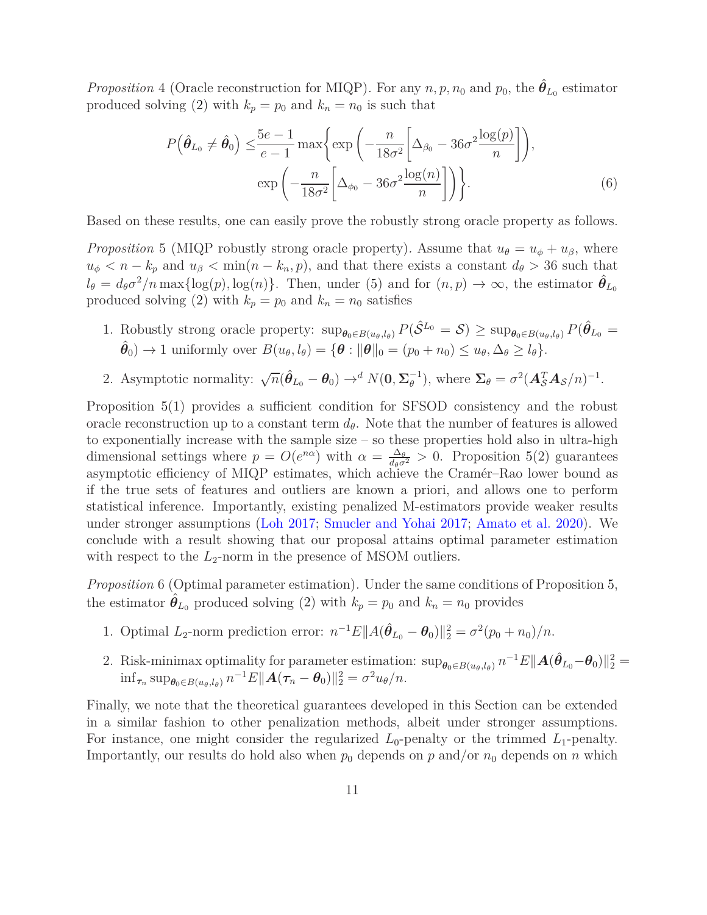*Proposition* 4 (Oracle reconstruction for MIQP). For any $n, p, n_0$ and $p_0$, the $\hat{\boldsymbol{\theta}}_{L_0}$ estimator produced solving (2) with $k_p = p_0$ and $k_n = n_0$ is such that

$$
\begin{aligned}
P\left(\hat{\boldsymbol{\theta}}_{L_0} \neq \hat{\boldsymbol{\theta}}_0\right) \leq & \frac{5e-1}{e-1} \max\Bigg\{ \exp\left(-\frac{n}{18\sigma^2}\left[\Delta_{\beta_0} - 36\sigma^2 \frac{\log(p)}{n}\right]\right), \\
& \exp\left(-\frac{n}{18\sigma^2}\left[\Delta_{\phi_0} - 36\sigma^2 \frac{\log(n)}{n}\right]\right)\Bigg\}.
\end{aligned} \tag{6}
$$

Based on these results, one can easily prove the robustly strong oracle property as follows.

*Proposition* 5 (MIQP robustly strong oracle property). Assume that $u_\theta = u_\phi + u_\beta$, where $u_\phi < n - k_p$ and $u_\beta < \min(n - k_n, p)$, and that there exists a constant $d_\theta > 36$ such that $l_\theta = d_\theta \sigma^2 / n \max\{\log(p), \log(n)\}$. Then, under (5) and for $(n, p) \to \infty$, the estimator $\hat{\boldsymbol{\theta}}_{L_0}$ produced solving (2) with $k_p = p_0$ and $k_n = n_0$ satisfies

1. Robustly strong oracle property: $\sup_{\boldsymbol{\theta}_0 \in B(u_\theta, l_\theta)} P(\hat{\mathcal{S}}^{L_0} = \mathcal{S}) \geq \sup_{\boldsymbol{\theta}_0 \in B(u_\theta, l_\theta)} P(\hat{\boldsymbol{\theta}}_{L_0} = \hat{\boldsymbol{\theta}}_0) \to 1$ uniformly over $B(u_\theta, l_\theta) = \{\boldsymbol{\theta} : \|\boldsymbol{\theta}\|_0 = (p_0 + n_0) \leq u_\theta, \Delta_\theta \geq l_\theta\}$.
2. Asymptotic normality: $\sqrt{n}(\hat{\boldsymbol{\theta}}_{L_0} - \boldsymbol{\theta}_0) \to^d N(\mathbf{0}, \boldsymbol{\Sigma}_\theta^{-1})$, where $\boldsymbol{\Sigma}_\theta = \sigma^2 (\boldsymbol{A}_{\mathcal{S}}^T \boldsymbol{A}_{\mathcal{S}} / n)^{-1}$.

Proposition 5(1) provides a sufficient condition for SFSOD consistency and the robust oracle reconstruction up to a constant term $d_\theta$. Note that the number of features is allowed to exponentially increase with the sample size – so these properties hold also in ultra-high dimensional settings where $p = O(e^{n\alpha})$ with $\alpha = \frac{\Delta_\theta}{d_\theta \sigma^2} > 0$. Proposition 5(2) guarantees asymptotic efficiency of MIQP estimates, which achieve the Cramér–Rao lower bound as if the true sets of features and outliers are known a priori, and allows one to perform statistical inference. Importantly, existing penalized M-estimators provide weaker results under stronger assumptions (Loh 2017; Smucler and Yohai 2017; Amato et al. 2020). We conclude with a result showing that our proposal attains optimal parameter estimation with respect to the $L_2$-norm in the presence of MSOM outliers.

*Proposition* 6 (Optimal parameter estimation). Under the same conditions of Proposition 5, the estimator $\hat{\boldsymbol{\theta}}_{L_0}$ produced solving (2) with $k_p = p_0$ and $k_n = n_0$ provides

1. Optimal $L_2$-norm prediction error: $n^{-1} E\|A(\hat{\boldsymbol{\theta}}_{L_0} - \boldsymbol{\theta}_0)\|_2^2 = \sigma^2 (p_0 + n_0)/n$.
2. Risk-minimax optimality for parameter estimation: $\sup_{\boldsymbol{\theta}_0 \in B(u_\theta, l_\theta)} n^{-1} E\|\boldsymbol{A}(\hat{\boldsymbol{\theta}}_{L_0} - \boldsymbol{\theta}_0)\|_2^2 = \inf_{\boldsymbol{\tau}_n} \sup_{\boldsymbol{\theta}_0 \in B(u_\theta, l_\theta)} n^{-1} E\|\boldsymbol{A}(\boldsymbol{\tau}_n - \boldsymbol{\theta}_0)\|_2^2 = \sigma^2 u_\theta / n$.

Finally, we note that the theoretical guarantees developed in this Section can be extended in a similar fashion to other penalization methods, albeit under stronger assumptions. For instance, one might consider the regularized $L_0$-penalty or the trimmed $L_1$-penalty. Importantly, our results do hold also when $p_0$ depends on $p$ and/or $n_0$ depends on $n$ which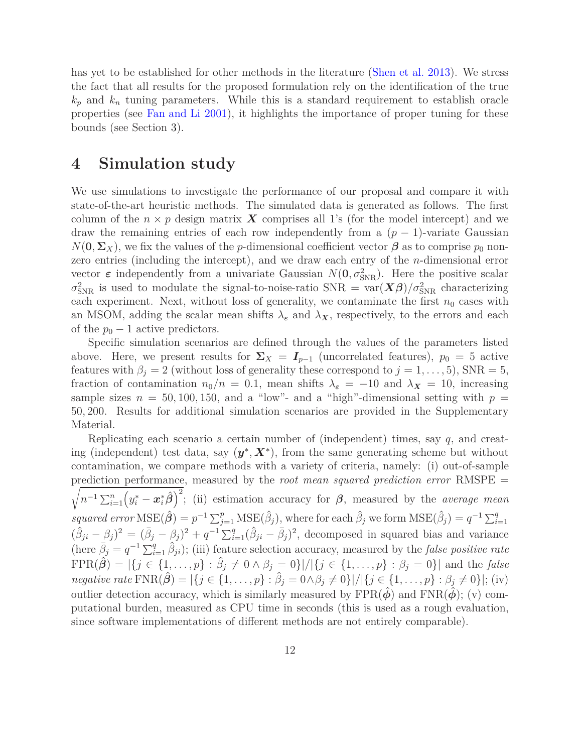has yet to be established for other methods in the literature (Shen et al. 2013). We stress the fact that all results for the proposed formulation rely on the identification of the true $k_p$ and $k_n$ tuning parameters. While this is a standard requirement to establish oracle properties (see Fan and Li 2001), it highlights the importance of proper tuning for these bounds (see Section 3).

# 4 Simulation study

We use simulations to investigate the performance of our proposal and compare it with state-of-the-art heuristic methods. The simulated data is generated as follows. The first column of the $n \times p$ design matrix $\boldsymbol{X}$ comprises all 1's (for the model intercept) and we draw the remaining entries of each row independently from a $(p-1)$-variate Gaussian $N(\mathbf{0}, \boldsymbol{\Sigma}_X)$, we fix the values of the $p$-dimensional coefficient vector $\boldsymbol{\beta}$ as to comprise $p_0$ nonzero entries (including the intercept), and we draw each entry of the $n$-dimensional error vector $\boldsymbol{\varepsilon}$ independently from a univariate Gaussian $N(\mathbf{0}, \sigma^2_{\text{SNR}})$. Here the positive scalar $\sigma^2_{\text{SNR}}$ is used to modulate the signal-to-noise-ratio $\text{SNR} = \text{var}(\boldsymbol{X}\boldsymbol{\beta})/\sigma^2_{\text{SNR}}$ characterizing each experiment. Next, without loss of generality, we contaminate the first $n_0$ cases with an MSOM, adding the scalar mean shifts $\lambda_{\boldsymbol{\varepsilon}}$ and $\lambda_{\boldsymbol{X}}$, respectively, to the errors and each of the $p_0 - 1$ active predictors.

Specific simulation scenarios are defined through the values of the parameters listed above. Here, we present results for $\boldsymbol{\Sigma}_X = \boldsymbol{I}_{p-1}$ (uncorrelated features), $p_0 = 5$ active features with $\beta_j = 2$ (without loss of generality these correspond to $j = 1, \ldots, 5$), $\text{SNR} = 5$, fraction of contamination $n_0/n = 0.1$, mean shifts $\lambda_{\boldsymbol{\varepsilon}} = -10$ and $\lambda_{\boldsymbol{X}} = 10$, increasing sample sizes $n = 50, 100, 150$, and a "low"- and a "high"-dimensional setting with $p = 50, 200$. Results for additional simulation scenarios are provided in the Supplementary Material.

Replicating each scenario a certain number of (independent) times, say $q$, and creating (independent) test data, say $(\boldsymbol{y}^*, \boldsymbol{X}^*)$, from the same generating scheme but without contamination, we compare methods with a variety of criteria, namely: (i) out-of-sample prediction performance, measured by the *root mean squared prediction error* $\text{RMSPE} = \sqrt{n^{-1}\sum_{i=1}^n \left(y_i^* - \boldsymbol{x}_i^* \hat{\boldsymbol{\beta}}\right)^2}$; (ii) estimation accuracy for $\boldsymbol{\beta}$, measured by the *average mean squared error* $\text{MSE}(\hat{\boldsymbol{\beta}}) = p^{-1}\sum_{j=1}^p \text{MSE}(\hat{\beta}_j)$, where for each $\hat{\beta}_j$ we form $\text{MSE}(\hat{\beta}_j) = q^{-1}\sum_{i=1}^q (\hat{\beta}_{ji} - \beta_j)^2 = (\bar{\beta}_j - \beta_j)^2 + q^{-1}\sum_{i=1}^q (\hat{\beta}_{ji} - \bar{\beta}_j)^2$, decomposed in squared bias and variance (here $\bar{\beta}_j = q^{-1}\sum_{i=1}^q \hat{\beta}_{ji}$); (iii) feature selection accuracy, measured by the *false positive rate* $\text{FPR}(\hat{\boldsymbol{\beta}}) = |\{j \in \{1, \ldots, p\} : \hat{\beta}_j \neq 0 \wedge \beta_j = 0\}|/|\{j \in \{1, \ldots, p\} : \beta_j = 0\}|$ and the *false negative rate* $\text{FNR}(\hat{\boldsymbol{\beta}}) = |\{j \in \{1, \ldots, p\} : \hat{\beta}_j = 0 \wedge \beta_j \neq 0\}|/|\{j \in \{1, \ldots, p\} : \beta_j \neq 0\}|$; (iv) outlier detection accuracy, which is similarly measured by $\text{FPR}(\hat{\boldsymbol{\phi}})$ and $\text{FNR}(\hat{\boldsymbol{\phi}})$; (v) computational burden, measured as CPU time in seconds (this is used as a rough evaluation, since software implementations of different methods are not entirely comparable).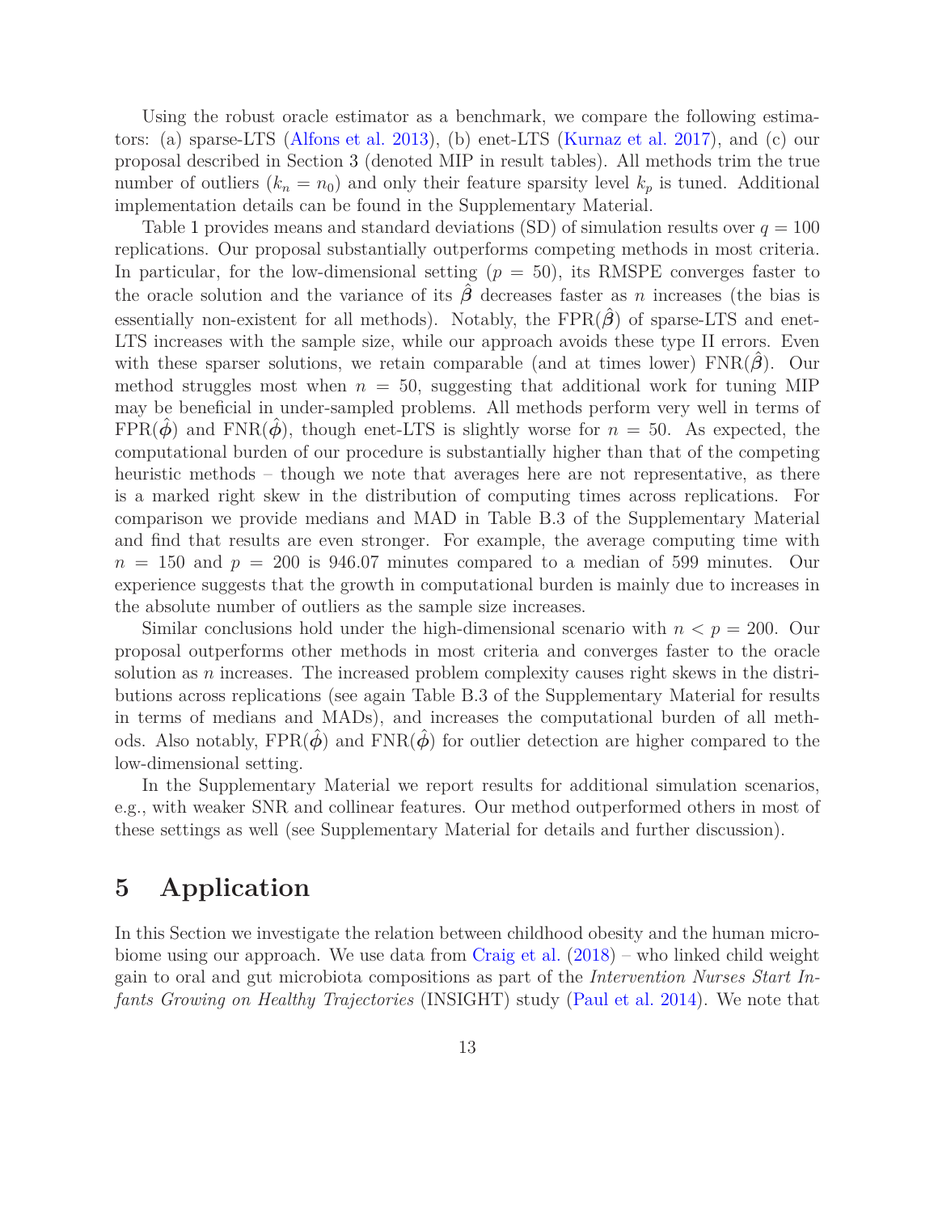Using the robust oracle estimator as a benchmark, we compare the following estimators: (a) sparse-LTS (Alfons et al. 2013), (b) enet-LTS (Kurnaz et al. 2017), and (c) our proposal described in Section 3 (denoted MIP in result tables). All methods trim the true number of outliers ($k_n = n_0$) and only their feature sparsity level $k_p$ is tuned. Additional implementation details can be found in the Supplementary Material.

Table 1 provides means and standard deviations (SD) of simulation results over $q = 100$ replications. Our proposal substantially outperforms competing methods in most criteria. In particular, for the low-dimensional setting ($p = 50$), its RMSPE converges faster to the oracle solution and the variance of its $\hat{\boldsymbol{\beta}}$ decreases faster as $n$ increases (the bias is essentially non-existent for all methods). Notably, the FPR($\hat{\boldsymbol{\beta}}$) of sparse-LTS and enet-LTS increases with the sample size, while our approach avoids these type II errors. Even with these sparser solutions, we retain comparable (and at times lower) FNR($\hat{\boldsymbol{\beta}}$). Our method struggles most when $n = 50$, suggesting that additional work for tuning MIP may be beneficial in under-sampled problems. All methods perform very well in terms of FPR($\hat{\boldsymbol{\phi}}$) and FNR($\hat{\boldsymbol{\phi}}$), though enet-LTS is slightly worse for $n = 50$. As expected, the computational burden of our procedure is substantially higher than that of the competing heuristic methods – though we note that averages here are not representative, as there is a marked right skew in the distribution of computing times across replications. For comparison we provide medians and MAD in Table B.3 of the Supplementary Material and find that results are even stronger. For example, the average computing time with $n = 150$ and $p = 200$ is 946.07 minutes compared to a median of 599 minutes. Our experience suggests that the growth in computational burden is mainly due to increases in the absolute number of outliers as the sample size increases.

Similar conclusions hold under the high-dimensional scenario with $n < p = 200$. Our proposal outperforms other methods in most criteria and converges faster to the oracle solution as $n$ increases. The increased problem complexity causes right skews in the distributions across replications (see again Table B.3 of the Supplementary Material for results in terms of medians and MADs), and increases the computational burden of all methods. Also notably, FPR($\hat{\boldsymbol{\phi}}$) and FNR($\hat{\boldsymbol{\phi}}$) for outlier detection are higher compared to the low-dimensional setting.

In the Supplementary Material we report results for additional simulation scenarios, e.g., with weaker SNR and collinear features. Our method outperformed others in most of these settings as well (see Supplementary Material for details and further discussion).

# 5 Application

In this Section we investigate the relation between childhood obesity and the human microbiome using our approach. We use data from Craig et al. (2018) – who linked child weight gain to oral and gut microbiota compositions as part of the *Intervention Nurses Start Infants Growing on Healthy Trajectories* (INSIGHT) study (Paul et al. 2014). We note that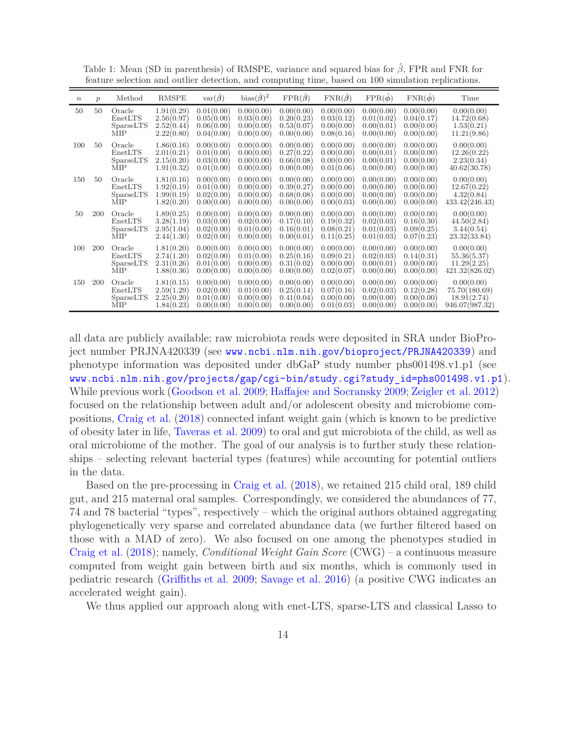Table 1: Mean (SD in parenthesis) of RMSPE, variance and squared bias for $\hat{\beta}$, FPR and FNR for feature selection and outlier detection, and computing time, based on 100 simulation replications.

| $n$ | $p$ | Method | RMSPE | var($\hat{\beta}$) | bias($\hat{\beta}$)$^2$ | FPR($\hat{\beta}$) | FNR($\hat{\beta}$) | FPR($\hat{\phi}$) | FNR($\hat{\phi}$) | Time |
|---|---|---|---|---|---|---|---|---|---|---|
| 50 | 50 | Oracle | 1.91(0.29) | 0.01(0.00) | 0.00(0.00) | 0.00(0.00) | 0.00(0.00) | 0.00(0.00) | 0.00(0.00) | 0.00(0.00) |
| | | EnetLTS | 2.56(0.97) | 0.05(0.00) | 0.03(0.00) | 0.20(0.23) | 0.03(0.12) | 0.01(0.02) | 0.04(0.17) | 14.72(0.68) |
| | | SparseLTS | 2.52(0.44) | 0.06(0.00) | 0.00(0.00) | 0.53(0.07) | 0.00(0.00) | 0.00(0.01) | 0.00(0.00) | 1.53(0.21) |
| | | MIP | 2.22(0.80) | 0.04(0.00) | 0.00(0.00) | 0.00(0.00) | 0.08(0.16) | 0.00(0.00) | 0.00(0.00) | 11.21(9.86) |
| 100 | 50 | Oracle | 1.86(0.16) | 0.00(0.00) | 0.00(0.00) | 0.00(0.00) | 0.00(0.00) | 0.00(0.00) | 0.00(0.00) | 0.00(0.00) |
| | | EnetLTS | 2.01(0.21) | 0.01(0.00) | 0.00(0.00) | 0.27(0.22) | 0.00(0.00) | 0.00(0.01) | 0.00(0.00) | 12.26(0.22) |
| | | SparseLTS | 2.15(0.20) | 0.03(0.00) | 0.00(0.00) | 0.66(0.08) | 0.00(0.00) | 0.00(0.01) | 0.00(0.00) | 2.23(0.34) |
| | | MIP | 1.91(0.32) | 0.01(0.00) | 0.00(0.00) | 0.00(0.00) | 0.01(0.06) | 0.00(0.00) | 0.00(0.00) | 40.62(30.78) |
| 150 | 50 | Oracle | 1.81(0.16) | 0.00(0.00) | 0.00(0.00) | 0.00(0.00) | 0.00(0.00) | 0.00(0.00) | 0.00(0.00) | 0.00(0.00) |
| | | EnetLTS | 1.92(0.19) | 0.01(0.00) | 0.00(0.00) | 0.39(0.27) | 0.00(0.00) | 0.00(0.00) | 0.00(0.00) | 12.67(0.22) |
| | | SparseLTS | 1.99(0.19) | 0.02(0.00) | 0.00(0.00) | 0.68(0.08) | 0.00(0.00) | 0.00(0.00) | 0.00(0.00) | 4.32(0.84) |
| | | MIP | 1.82(0.20) | 0.00(0.00) | 0.00(0.00) | 0.00(0.00) | 0.00(0.03) | 0.00(0.00) | 0.00(0.00) | 433.42(246.43) |
| 50 | 200 | Oracle | 1.89(0.25) | 0.00(0.00) | 0.00(0.00) | 0.00(0.00) | 0.00(0.00) | 0.00(0.00) | 0.00(0.00) | 0.00(0.00) |
| | | EnetLTS | 3.28(1.19) | 0.03(0.00) | 0.02(0.00) | 0.17(0.10) | 0.19(0.32) | 0.02(0.03) | 0.16(0.30) | 44.50(2.84) |
| | | SparseLTS | 2.95(1.04) | 0.02(0.00) | 0.01(0.00) | 0.16(0.01) | 0.08(0.21) | 0.01(0.03) | 0.09(0.25) | 3.44(0.54) |
| | | MIP | 2.44(1.30) | 0.02(0.00) | 0.00(0.00) | 0.00(0.01) | 0.11(0.25) | 0.01(0.03) | 0.07(0.23) | 23.32(33.84) |
| 100 | 200 | Oracle | 1.81(0.20) | 0.00(0.00) | 0.00(0.00) | 0.00(0.00) | 0.00(0.00) | 0.00(0.00) | 0.00(0.00) | 0.00(0.00) |
| | | EnetLTS | 2.74(1.20) | 0.02(0.00) | 0.01(0.00) | 0.25(0.16) | 0.09(0.21) | 0.02(0.03) | 0.14(0.31) | 55.36(5.37) |
| | | SparseLTS | 2.31(0.26) | 0.01(0.00) | 0.00(0.00) | 0.31(0.02) | 0.00(0.00) | 0.00(0.01) | 0.00(0.00) | 11.29(2.25) |
| | | MIP | 1.88(0.36) | 0.00(0.00) | 0.00(0.00) | 0.00(0.00) | 0.02(0.07) | 0.00(0.00) | 0.00(0.00) | 421.32(826.02) |
| 150 | 200 | Oracle | 1.81(0.15) | 0.00(0.00) | 0.00(0.00) | 0.00(0.00) | 0.00(0.00) | 0.00(0.00) | 0.00(0.00) | 0.00(0.00) |
| | | EnetLTS | 2.59(1.29) | 0.02(0.00) | 0.01(0.00) | 0.25(0.14) | 0.07(0.16) | 0.02(0.03) | 0.12(0.28) | 75.70(180.69) |
| | | SparseLTS | 2.25(0.20) | 0.01(0.00) | 0.00(0.00) | 0.41(0.04) | 0.00(0.00) | 0.00(0.00) | 0.00(0.00) | 18.91(2.74) |
| | | MIP | 1.84(0.23) | 0.00(0.00) | 0.00(0.00) | 0.00(0.00) | 0.01(0.03) | 0.00(0.00) | 0.00(0.00) | 946.07(987.32) |

all data are publicly available; raw microbiota reads were deposited in SRA under BioProject number PRJNA420339 (see www.ncbi.nlm.nih.gov/bioproject/PRJNA420339) and phenotype information was deposited under dbGaP study number phs001498.v1.p1 (see www.ncbi.nlm.nih.gov/projects/gap/cgi-bin/study.cgi?study_id=phs001498.v1.p1). While previous work (Goodson et al. 2009; Haffajee and Socransky 2009; Zeigler et al. 2012) focused on the relationship between adult and/or adolescent obesity and microbiome compositions, Craig et al. (2018) connected infant weight gain (which is known to be predictive of obesity later in life, Taveras et al. 2009) to oral and gut microbiota of the child, as well as oral microbiome of the mother. The goal of our analysis is to further study these relationships – selecting relevant bacterial types (features) while accounting for potential outliers in the data.

Based on the pre-processing in Craig et al. (2018), we retained 215 child oral, 189 child gut, and 215 maternal oral samples. Correspondingly, we considered the abundances of 77, 74 and 78 bacterial "types", respectively – which the original authors obtained aggregating phylogenetically very sparse and correlated abundance data (we further filtered based on those with a MAD of zero). We also focused on one among the phenotypes studied in Craig et al. (2018); namely, *Conditional Weight Gain Score* (CWG) – a continuous measure computed from weight gain between birth and six months, which is commonly used in pediatric research (Griffiths et al. 2009; Savage et al. 2016) (a positive CWG indicates an accelerated weight gain).

We thus applied our approach along with enet-LTS, sparse-LTS and classical Lasso to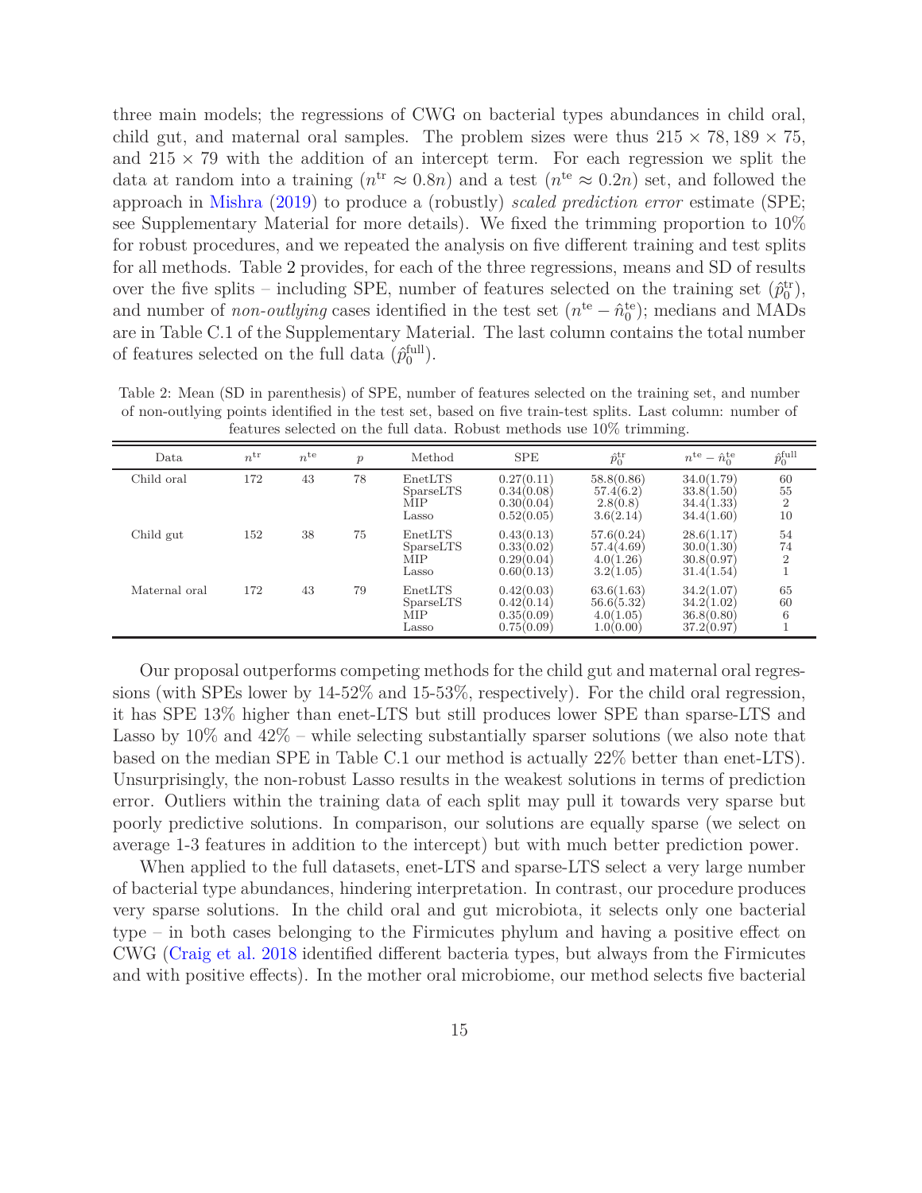three main models; the regressions of CWG on bacterial types abundances in child oral, child gut, and maternal oral samples. The problem sizes were thus $215 \times 78, 189 \times 75$, and $215 \times 79$ with the addition of an intercept term. For each regression we split the data at random into a training ($n^{\text{tr}} \approx 0.8n$) and a test ($n^{\text{te}} \approx 0.2n$) set, and followed the approach in Mishra (2019) to produce a (robustly) *scaled prediction error* estimate (SPE; see Supplementary Material for more details). We fixed the trimming proportion to 10% for robust procedures, and we repeated the analysis on five different training and test splits for all methods. Table 2 provides, for each of the three regressions, means and SD of results over the five splits – including SPE, number of features selected on the training set ($\hat{p}_0^{\text{tr}}$), and number of *non-outlying* cases identified in the test set ($n^{\text{te}} - \hat{n}_0^{\text{te}}$); medians and MADs are in Table C.1 of the Supplementary Material. The last column contains the total number of features selected on the full data ($\hat{p}_0^{\text{full}}$).

Table 2: Mean (SD in parenthesis) of SPE, number of features selected on the training set, and number of non-outlying points identified in the test set, based on five train-test splits. Last column: number of features selected on the full data. Robust methods use 10% trimming.

| Data | $n^{\text{tr}}$ | $n^{\text{te}}$ | $p$ | Method | SPE | $\hat{p}_0^{\text{tr}}$ | $n^{\text{te}} - \hat{n}_0^{\text{te}}$ | $\hat{p}_0^{\text{full}}$ |
|---|---|---|---|---|---|---|---|---|
| Child oral | 172 | 43 | 78 | EnetLTS | 0.27(0.11) | 58.8(0.86) | 34.0(1.79) | 60 |
| | | | | SparseLTS | 0.34(0.08) | 57.4(6.2) | 33.8(1.50) | 55 |
| | | | | MIP | 0.30(0.04) | 2.8(0.8) | 34.4(1.33) | 2 |
| | | | | Lasso | 0.52(0.05) | 3.6(2.14) | 34.4(1.60) | 10 |
| Child gut | 152 | 38 | 75 | EnetLTS | 0.43(0.13) | 57.6(0.24) | 28.6(1.17) | 54 |
| | | | | SparseLTS | 0.33(0.02) | 57.4(4.69) | 30.0(1.30) | 74 |
| | | | | MIP | 0.29(0.04) | 4.0(1.26) | 30.8(0.97) | 2 |
| | | | | Lasso | 0.60(0.13) | 3.2(1.05) | 31.4(1.54) | 1 |
| Maternal oral | 172 | 43 | 79 | EnetLTS | 0.42(0.03) | 63.6(1.63) | 34.2(1.07) | 65 |
| | | | | SparseLTS | 0.42(0.14) | 56.6(5.32) | 34.2(1.02) | 60 |
| | | | | MIP | 0.35(0.09) | 4.0(1.05) | 36.8(0.80) | 6 |
| | | | | Lasso | 0.75(0.09) | 1.0(0.00) | 37.2(0.97) | 1 |

Our proposal outperforms competing methods for the child gut and maternal oral regressions (with SPEs lower by 14-52% and 15-53%, respectively). For the child oral regression, it has SPE 13% higher than enet-LTS but still produces lower SPE than sparse-LTS and Lasso by 10% and 42% – while selecting substantially sparser solutions (we also note that based on the median SPE in Table C.1 our method is actually 22% better than enet-LTS). Unsurprisingly, the non-robust Lasso results in the weakest solutions in terms of prediction error. Outliers within the training data of each split may pull it towards very sparse but poorly predictive solutions. In comparison, our solutions are equally sparse (we select on average 1-3 features in addition to the intercept) but with much better prediction power.

When applied to the full datasets, enet-LTS and sparse-LTS select a very large number of bacterial type abundances, hindering interpretation. In contrast, our procedure produces very sparse solutions. In the child oral and gut microbiota, it selects only one bacterial type – in both cases belonging to the Firmicutes phylum and having a positive effect on CWG (Craig et al. 2018 identified different bacteria types, but always from the Firmicutes and with positive effects). In the mother oral microbiome, our method selects five bacterial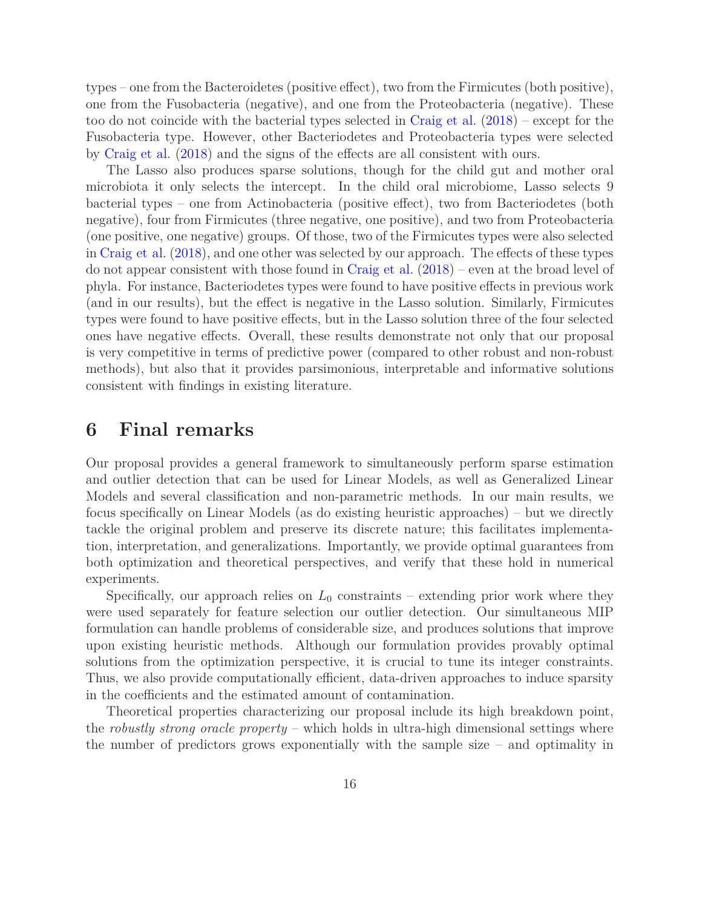types – one from the Bacteroidetes (positive effect), two from the Firmicutes (both positive), one from the Fusobacteria (negative), and one from the Proteobacteria (negative). These too do not coincide with the bacterial types selected in Craig et al. (2018) – except for the Fusobacteria type. However, other Bacteriodetes and Proteobacteria types were selected by Craig et al. (2018) and the signs of the effects are all consistent with ours.

The Lasso also produces sparse solutions, though for the child gut and mother oral microbiota it only selects the intercept. In the child oral microbiome, Lasso selects 9 bacterial types – one from Actinobacteria (positive effect), two from Bacteriodetes (both negative), four from Firmicutes (three negative, one positive), and two from Proteobacteria (one positive, one negative) groups. Of those, two of the Firmicutes types were also selected in Craig et al. (2018), and one other was selected by our approach. The effects of these types do not appear consistent with those found in Craig et al. (2018) – even at the broad level of phyla. For instance, Bacteriodetes types were found to have positive effects in previous work (and in our results), but the effect is negative in the Lasso solution. Similarly, Firmicutes types were found to have positive effects, but in the Lasso solution three of the four selected ones have negative effects. Overall, these results demonstrate not only that our proposal is very competitive in terms of predictive power (compared to other robust and non-robust methods), but also that it provides parsimonious, interpretable and informative solutions consistent with findings in existing literature.

# 6 Final remarks

Our proposal provides a general framework to simultaneously perform sparse estimation and outlier detection that can be used for Linear Models, as well as Generalized Linear Models and several classification and non-parametric methods. In our main results, we focus specifically on Linear Models (as do existing heuristic approaches) – but we directly tackle the original problem and preserve its discrete nature; this facilitates implementation, interpretation, and generalizations. Importantly, we provide optimal guarantees from both optimization and theoretical perspectives, and verify that these hold in numerical experiments.

Specifically, our approach relies on $L_0$ constraints – extending prior work where they were used separately for feature selection our outlier detection. Our simultaneous MIP formulation can handle problems of considerable size, and produces solutions that improve upon existing heuristic methods. Although our formulation provides provably optimal solutions from the optimization perspective, it is crucial to tune its integer constraints. Thus, we also provide computationally efficient, data-driven approaches to induce sparsity in the coefficients and the estimated amount of contamination.

Theoretical properties characterizing our proposal include its high breakdown point, the *robustly strong oracle property* – which holds in ultra-high dimensional settings where the number of predictors grows exponentially with the sample size – and optimality in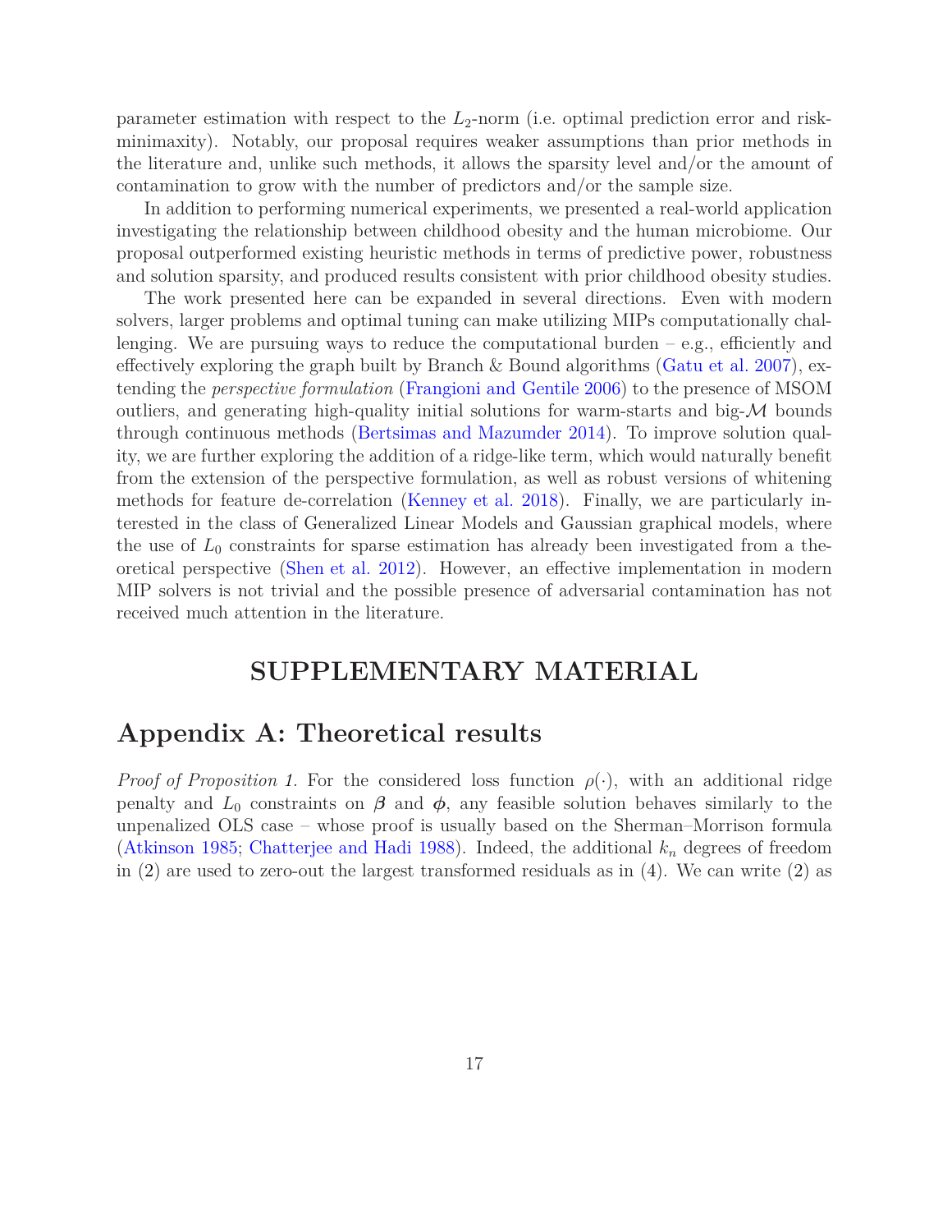parameter estimation with respect to the $L_2$-norm (i.e. optimal prediction error and risk-minimaxity). Notably, our proposal requires weaker assumptions than prior methods in the literature and, unlike such methods, it allows the sparsity level and/or the amount of contamination to grow with the number of predictors and/or the sample size.

In addition to performing numerical experiments, we presented a real-world application investigating the relationship between childhood obesity and the human microbiome. Our proposal outperformed existing heuristic methods in terms of predictive power, robustness and solution sparsity, and produced results consistent with prior childhood obesity studies.

The work presented here can be expanded in several directions. Even with modern solvers, larger problems and optimal tuning can make utilizing MIPs computationally challenging. We are pursuing ways to reduce the computational burden – e.g., efficiently and effectively exploring the graph built by Branch & Bound algorithms (Gatu et al. 2007), extending the *perspective formulation* (Frangioni and Gentile 2006) to the presence of MSOM outliers, and generating high-quality initial solutions for warm-starts and big-$\mathcal{M}$ bounds through continuous methods (Bertsimas and Mazumder 2014). To improve solution quality, we are further exploring the addition of a ridge-like term, which would naturally benefit from the extension of the perspective formulation, as well as robust versions of whitening methods for feature de-correlation (Kenney et al. 2018). Finally, we are particularly interested in the class of Generalized Linear Models and Gaussian graphical models, where the use of $L_0$ constraints for sparse estimation has already been investigated from a theoretical perspective (Shen et al. 2012). However, an effective implementation in modern MIP solvers is not trivial and the possible presence of adversarial contamination has not received much attention in the literature.

# SUPPLEMENTARY MATERIAL

## Appendix A: Theoretical results

*Proof of Proposition 1.* For the considered loss function $\rho(\cdot)$, with an additional ridge penalty and $L_0$ constraints on $\boldsymbol{\beta}$ and $\boldsymbol{\phi}$, any feasible solution behaves similarly to the unpenalized OLS case – whose proof is usually based on the Sherman–Morrison formula (Atkinson 1985; Chatterjee and Hadi 1988). Indeed, the additional $k_n$ degrees of freedom in (2) are used to zero-out the largest transformed residuals as in (4). We can write (2) as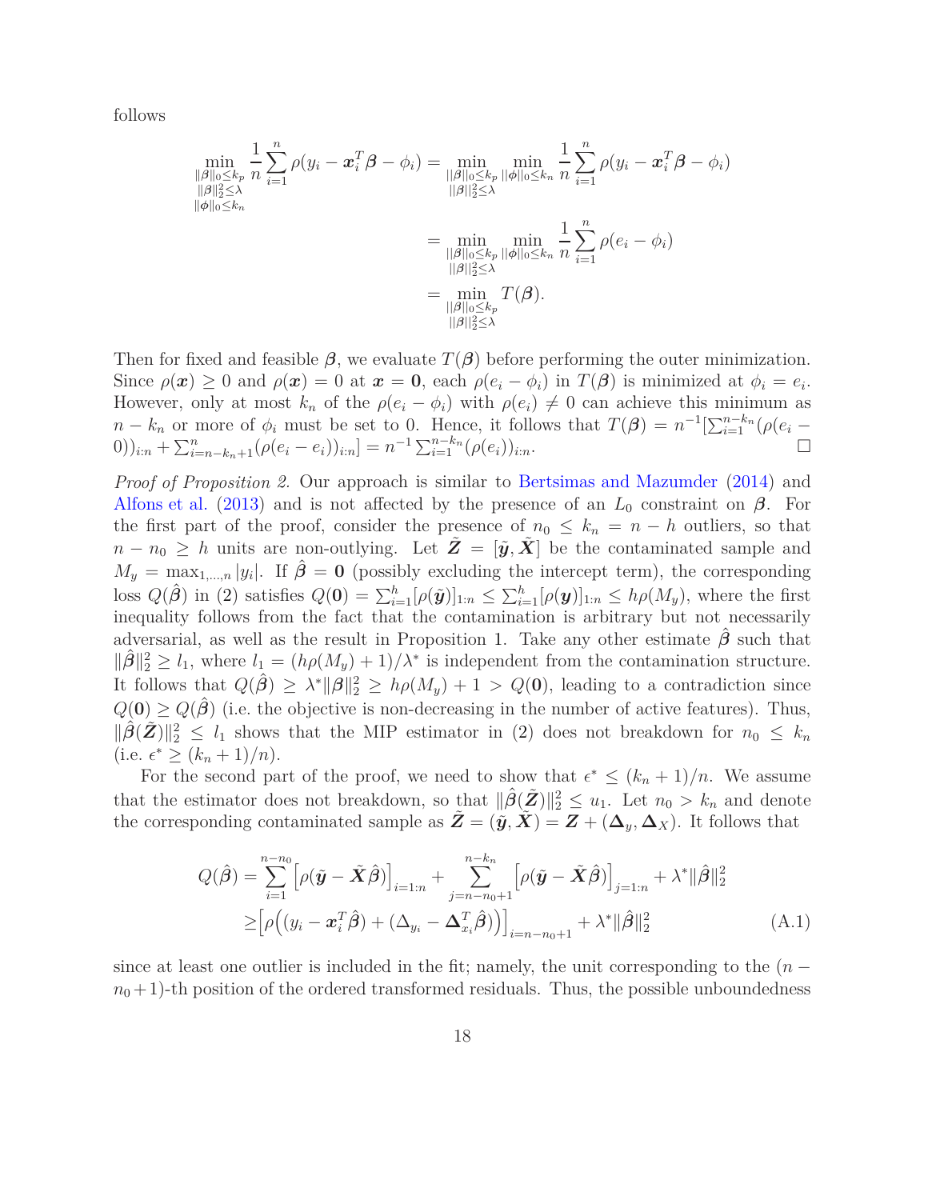follows

$$
\begin{aligned}
\min_{\substack{\|\boldsymbol{\beta}\|_0 \leq k_p \\ \|\boldsymbol{\beta}\|_2^2 \leq \lambda \\ \|\boldsymbol{\phi}\|_0 \leq k_n}} \frac{1}{n} \sum_{i=1}^{n} \rho(y_i - \boldsymbol{x}_i^T \boldsymbol{\beta} - \phi_i) &= \min_{\substack{\|\boldsymbol{\beta}\|_0 \leq k_p \\ \|\boldsymbol{\beta}\|_2^2 \leq \lambda}} \min_{\|\boldsymbol{\phi}\|_0 \leq k_n} \frac{1}{n} \sum_{i=1}^{n} \rho(y_i - \boldsymbol{x}_i^T \boldsymbol{\beta} - \phi_i) \\
&= \min_{\substack{\|\boldsymbol{\beta}\|_0 \leq k_p \\ \|\boldsymbol{\beta}\|_2^2 \leq \lambda}} \min_{\|\boldsymbol{\phi}\|_0 \leq k_n} \frac{1}{n} \sum_{i=1}^{n} \rho(e_i - \phi_i) \\
&= \min_{\substack{\|\boldsymbol{\beta}\|_0 \leq k_p \\ \|\boldsymbol{\beta}\|_2^2 \leq \lambda}} T(\boldsymbol{\beta}).
\end{aligned}
$$

Then for fixed and feasible $\boldsymbol{\beta}$, we evaluate $T(\boldsymbol{\beta})$ before performing the outer minimization. Since $\rho(\boldsymbol{x}) \geq 0$ and $\rho(\boldsymbol{x}) = 0$ at $\boldsymbol{x} = \mathbf{0}$, each $\rho(e_i - \phi_i)$ in $T(\boldsymbol{\beta})$ is minimized at $\phi_i = e_i$. However, only at most $k_n$ of the $\rho(e_i - \phi_i)$ with $\rho(e_i) \neq 0$ can achieve this minimum as $n - k_n$ or more of $\phi_i$ must be set to 0. Hence, it follows that $T(\boldsymbol{\beta}) = n^{-1}[\sum_{i=1}^{n-k_n}(\rho(e_i - 0))_{i:n} + \sum_{i=n-k_n+1}^{n}(\rho(e_i - e_i))_{i:n}] = n^{-1}\sum_{i=1}^{n-k_n}(\rho(e_i))_{i:n}$. □

*Proof of Proposition 2.* Our approach is similar to Bertsimas and Mazumder (2014) and Alfons et al. (2013) and is not affected by the presence of an $L_0$ constraint on $\boldsymbol{\beta}$. For the first part of the proof, consider the presence of $n_0 \leq k_n = n - h$ outliers, so that $n - n_0 \geq h$ units are non-outlying. Let $\tilde{\boldsymbol{Z}} = [\tilde{\boldsymbol{y}}, \tilde{\boldsymbol{X}}]$ be the contaminated sample and $M_y = \max_{1,\ldots,n}|y_i|$. If $\hat{\boldsymbol{\beta}} = \mathbf{0}$ (possibly excluding the intercept term), the corresponding loss $Q(\hat{\boldsymbol{\beta}})$ in (2) satisfies $Q(\mathbf{0}) = \sum_{i=1}^{h}[\rho(\tilde{\boldsymbol{y}})]_{1:n} \leq \sum_{i=1}^{h}[\rho(\boldsymbol{y})]_{1:n} \leq h\rho(M_y)$, where the first inequality follows from the fact that the contamination is arbitrary but not necessarily adversarial, as well as the result in Proposition 1. Take any other estimate $\hat{\boldsymbol{\beta}}$ such that $\|\hat{\boldsymbol{\beta}}\|_2^2 \geq l_1$, where $l_1 = (h\rho(M_y) + 1)/\lambda^*$ is independent from the contamination structure. It follows that $Q(\hat{\boldsymbol{\beta}}) \geq \lambda^*\|\boldsymbol{\beta}\|_2^2 \geq h\rho(M_y) + 1 > Q(\mathbf{0})$, leading to a contradiction since $Q(\mathbf{0}) \geq Q(\hat{\boldsymbol{\beta}})$ (i.e. the objective is non-decreasing in the number of active features). Thus, $\|\hat{\boldsymbol{\beta}}(\tilde{\boldsymbol{Z}})\|_2^2 \leq l_1$ shows that the MIP estimator in (2) does not breakdown for $n_0 \leq k_n$ (i.e. $\epsilon^* \geq (k_n + 1)/n$).

For the second part of the proof, we need to show that $\epsilon^* \leq (k_n + 1)/n$. We assume that the estimator does not breakdown, so that $\|\hat{\boldsymbol{\beta}}(\tilde{\boldsymbol{Z}})\|_2^2 \leq u_1$. Let $n_0 > k_n$ and denote the corresponding contaminated sample as $\tilde{\boldsymbol{Z}} = (\tilde{\boldsymbol{y}}, \tilde{\boldsymbol{X}}) = \boldsymbol{Z} + (\boldsymbol{\Delta}_y, \boldsymbol{\Delta}_X)$. It follows that

$$
\begin{aligned}
Q(\hat{\boldsymbol{\beta}}) &= \sum_{i=1}^{n-n_0}\Big[\rho(\tilde{\boldsymbol{y}} - \tilde{\boldsymbol{X}}\hat{\boldsymbol{\beta}})\Big]_{i=1:n} + \sum_{j=n-n_0+1}^{n-k_n}\Big[\rho(\tilde{\boldsymbol{y}} - \tilde{\boldsymbol{X}}\hat{\boldsymbol{\beta}})\Big]_{j=1:n} + \lambda^*\|\hat{\boldsymbol{\beta}}\|_2^2 \\
&\geq \Big[\rho\Big((y_i - \boldsymbol{x}_i^T\hat{\boldsymbol{\beta}}) + (\Delta_{y_i} - \boldsymbol{\Delta}_{x_i}^T\hat{\boldsymbol{\beta}})\Big)\Big]_{i=n-n_0+1} + \lambda^*\|\hat{\boldsymbol{\beta}}\|_2^2 \qquad \text{(A.1)}
\end{aligned}
$$

since at least one outlier is included in the fit; namely, the unit corresponding to the $(n - n_0 + 1)$-th position of the ordered transformed residuals. Thus, the possible unboundedness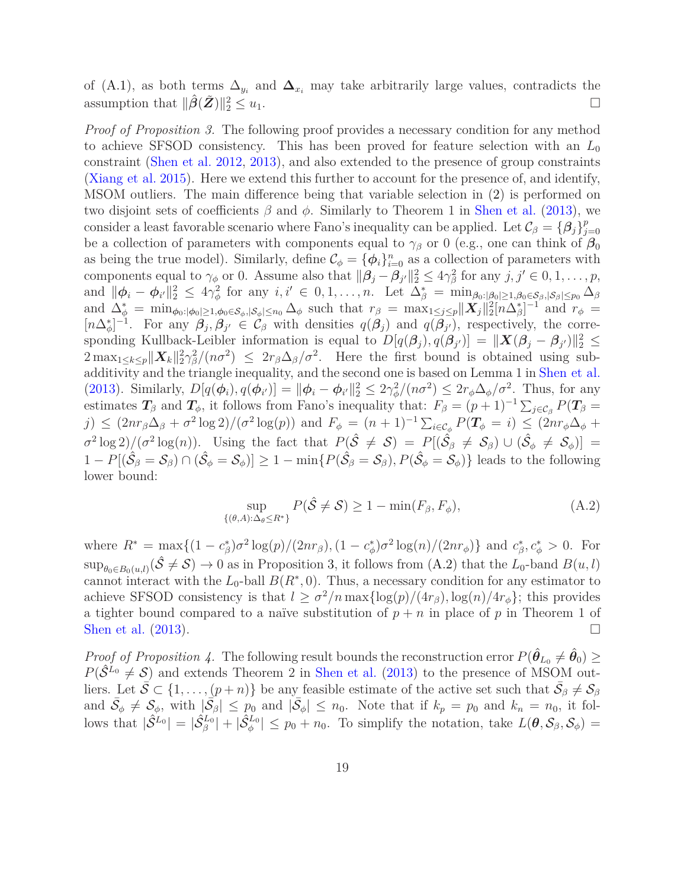of (A.1), as both terms $\Delta_{y_i}$ and $\boldsymbol{\Delta}_{x_i}$ may take arbitrarily large values, contradicts the assumption that $\|\hat{\boldsymbol{\beta}}(\tilde{\boldsymbol{Z}})\|_2^2 \leq u_1$. $\square$

*Proof of Proposition 3.* The following proof provides a necessary condition for any method to achieve SFSOD consistency. This has been proved for feature selection with an $L_0$ constraint (Shen et al. 2012, 2013), and also extended to the presence of group constraints (Xiang et al. 2015). Here we extend this further to account for the presence of, and identify, MSOM outliers. The main difference being that variable selection in (2) is performed on two disjoint sets of coefficients $\beta$ and $\phi$. Similarly to Theorem 1 in Shen et al. (2013), we consider a least favorable scenario where Fano's inequality can be applied. Let $\mathcal{C}_\beta = \{\boldsymbol{\beta}_j\}_{j=0}^p$ be a collection of parameters with components equal to $\gamma_\beta$ or 0 (e.g., one can think of $\boldsymbol{\beta}_0$ as being the true model). Similarly, define $\mathcal{C}_\phi = \{\boldsymbol{\phi}_i\}_{i=0}^n$ as a collection of parameters with components equal to $\gamma_\phi$ or 0. Assume also that $\|\boldsymbol{\beta}_j - \boldsymbol{\beta}_{j'}\|_2^2 \leq 4\gamma_\beta^2$ for any $j, j' \in 0, 1, \ldots, p$, and $\|\boldsymbol{\phi}_i - \boldsymbol{\phi}_{i'}\|_2^2 \leq 4\gamma_\phi^2$ for any $i, i' \in 0, 1, \ldots, n$. Let $\Delta_\beta^* = \min_{\beta_0:|\beta_0|\geq 1, \beta_0 \in \mathcal{S}_\beta, |\mathcal{S}_\beta| \leq p_0} \Delta_\beta$ and $\Delta_\phi^* = \min_{\phi_0:|\phi_0|\geq 1, \phi_0 \in \mathcal{S}_\phi, |\mathcal{S}_\phi| \leq n_0} \Delta_\phi$ such that $r_\beta = \max_{1\leq j\leq p} \|\boldsymbol{X}_j\|_2^2 [n\Delta_\beta^*]^{-1}$ and $r_\phi = [n\Delta_\phi^*]^{-1}$. For any $\boldsymbol{\beta}_j, \boldsymbol{\beta}_{j'} \in \mathcal{C}_\beta$ with densities $q(\boldsymbol{\beta}_j)$ and $q(\boldsymbol{\beta}_{j'})$, respectively, the corresponding Kullback-Leibler information is equal to $D[q(\boldsymbol{\beta}_j), q(\boldsymbol{\beta}_{j'})] = \|\boldsymbol{X}(\boldsymbol{\beta}_j - \boldsymbol{\beta}_{j'})\|_2^2 \leq 2\max_{1\leq k\leq p} \|\boldsymbol{X}_k\|_2^2 \gamma_\beta^2/(n\sigma^2) \leq 2r_\beta \Delta_\beta/\sigma^2$. Here the first bound is obtained using sub-additivity and the triangle inequality, and the second one is based on Lemma 1 in Shen et al. (2013). Similarly, $D[q(\boldsymbol{\phi}_i), q(\boldsymbol{\phi}_{i'})] = \|\boldsymbol{\phi}_i - \boldsymbol{\phi}_{i'}\|_2^2 \leq 2\gamma_\phi^2/(n\sigma^2) \leq 2r_\phi \Delta_\phi/\sigma^2$. Thus, for any estimates $\boldsymbol{T}_\beta$ and $\boldsymbol{T}_\phi$, it follows from Fano's inequality that: $F_\beta = (p+1)^{-1} \sum_{j \in \mathcal{C}_\beta} P(\boldsymbol{T}_\beta = j) \leq (2nr_\beta \Delta_\beta + \sigma^2 \log 2)/(\sigma^2 \log(p))$ and $F_\phi = (n+1)^{-1} \sum_{i \in \mathcal{C}_\phi} P(\boldsymbol{T}_\phi = i) \leq (2nr_\phi \Delta_\phi + \sigma^2 \log 2)/(\sigma^2 \log(n))$. Using the fact that $P(\hat{\mathcal{S}} \neq \mathcal{S}) = P[(\hat{\mathcal{S}}_\beta \neq \mathcal{S}_\beta) \cup (\hat{\mathcal{S}}_\phi \neq \mathcal{S}_\phi)] = 1 - P[(\hat{\mathcal{S}}_\beta = \mathcal{S}_\beta) \cap (\hat{\mathcal{S}}_\phi = \mathcal{S}_\phi)] \geq 1 - \min\{P(\hat{\mathcal{S}}_\beta = \mathcal{S}_\beta), P(\hat{\mathcal{S}}_\phi = \mathcal{S}_\phi)\}$ leads to the following lower bound:

$$\sup_{\{(\theta,A):\Delta_\theta \leq R^*\}} P(\hat{\mathcal{S}} \neq \mathcal{S}) \geq 1 - \min(F_\beta, F_\phi), \tag{A.2}$$

where $R^* = \max\{(1 - c_\beta^*)\sigma^2 \log(p)/(2nr_\beta), (1 - c_\phi^*)\sigma^2 \log(n)/(2nr_\phi)\}$ and $c_\beta^*, c_\phi^* > 0$. For $\sup_{\theta_0 \in B_0(u,l)}(\hat{\mathcal{S}} \neq \mathcal{S}) \to 0$ as in Proposition 3, it follows from (A.2) that the $L_0$-band $B(u, l)$ cannot interact with the $L_0$-ball $B(R^*, 0)$. Thus, a necessary condition for any estimator to achieve SFSOD consistency is that $l \geq \sigma^2/n \max\{\log(p)/(4r_\beta), \log(n)/4r_\phi\}$; this provides a tighter bound compared to a naïve substitution of $p + n$ in place of $p$ in Theorem 1 of Shen et al. (2013). $\square$

*Proof of Proposition 4.* The following result bounds the reconstruction error $P(\hat{\boldsymbol{\theta}}_{L_0} \neq \hat{\boldsymbol{\theta}}_0) \geq P(\hat{\mathcal{S}}^{L_0} \neq \mathcal{S})$ and extends Theorem 2 in Shen et al. (2013) to the presence of MSOM outliers. Let $\bar{\mathcal{S}} \subset \{1, \ldots, (p+n)\}$ be any feasible estimate of the active set such that $\bar{\mathcal{S}}_\beta \neq \mathcal{S}_\beta$ and $\bar{\mathcal{S}}_\phi \neq \mathcal{S}_\phi$, with $|\bar{\mathcal{S}}_\beta| \leq p_0$ and $|\bar{\mathcal{S}}_\phi| \leq n_0$. Note that if $k_p = p_0$ and $k_n = n_0$, it follows that $|\hat{\mathcal{S}}^{L_0}| = |\hat{\mathcal{S}}_\beta^{L_0}| + |\hat{\mathcal{S}}_\phi^{L_0}| \leq p_0 + n_0$. To simplify the notation, take $L(\boldsymbol{\theta}, \mathcal{S}_\beta, \mathcal{S}_\phi) =$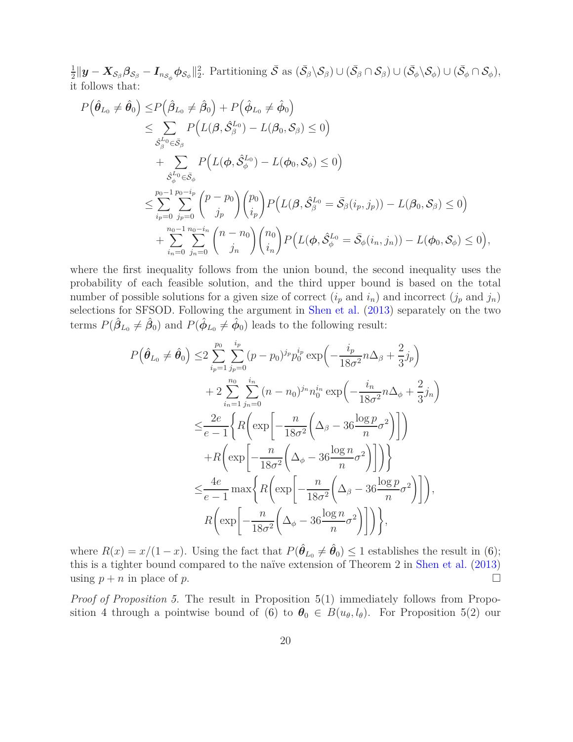$\frac{1}{2}\|\boldsymbol{y} - \boldsymbol{X}_{\mathcal{S}_\beta}\boldsymbol{\beta}_{\mathcal{S}_\beta} - \boldsymbol{I}_{n_{\mathcal{S}_\phi}}\boldsymbol{\phi}_{\mathcal{S}_\phi}\|_2^2$. Partitioning $\bar{\mathcal{S}}$ as $(\bar{\mathcal{S}}_\beta \backslash \mathcal{S}_\beta) \cup (\bar{\mathcal{S}}_\beta \cap \mathcal{S}_\beta) \cup (\bar{\mathcal{S}}_\phi \backslash \mathcal{S}_\phi) \cup (\bar{\mathcal{S}}_\phi \cap \mathcal{S}_\phi)$, it follows that:

$$
\begin{aligned}
P\Big(\hat{\boldsymbol{\theta}}_{L_0} \neq \hat{\boldsymbol{\theta}}_0\Big) \leq & P\Big(\hat{\boldsymbol{\beta}}_{L_0} \neq \hat{\boldsymbol{\beta}}_0\Big) + P\Big(\hat{\boldsymbol{\phi}}_{L_0} \neq \hat{\boldsymbol{\phi}}_0\Big) \\
\leq & \sum_{\hat{\mathcal{S}}_\beta^{L_0} \in \bar{\mathcal{S}}_\beta} P\Big(L(\boldsymbol{\beta}, \hat{\mathcal{S}}_\beta^{L_0}) - L(\boldsymbol{\beta}_0, \mathcal{S}_\beta) \leq 0\Big) \\
& + \sum_{\hat{\mathcal{S}}_\phi^{L_0} \in \bar{\mathcal{S}}_\phi} P\Big(L(\boldsymbol{\phi}, \hat{\mathcal{S}}_\phi^{L_0}) - L(\boldsymbol{\phi}_0, \mathcal{S}_\phi) \leq 0\Big) \\
\leq & \sum_{i_p=0}^{p_0-1}\sum_{j_p=0}^{p_0-i_p} \binom{p-p_0}{j_p}\binom{p_0}{i_p} P\Big(L(\boldsymbol{\beta}, \hat{\mathcal{S}}_\beta^{L_0} = \bar{\mathcal{S}}_\beta(i_p, j_p)) - L(\boldsymbol{\beta}_0, \mathcal{S}_\beta) \leq 0\Big) \\
& + \sum_{i_n=0}^{n_0-1}\sum_{j_n=0}^{n_0-i_n} \binom{n-n_0}{j_n}\binom{n_0}{i_n} P\Big(L(\boldsymbol{\phi}, \hat{\mathcal{S}}_\phi^{L_0} = \bar{\mathcal{S}}_\phi(i_n, j_n)) - L(\boldsymbol{\phi}_0, \mathcal{S}_\phi) \leq 0\Big),
\end{aligned}
$$

where the first inequality follows from the union bound, the second inequality uses the probability of each feasible solution, and the third upper bound is based on the total number of possible solutions for a given size of correct ($i_p$ and $i_n$) and incorrect ($j_p$ and $j_n$) selections for SFSOD. Following the argument in Shen et al. (2013) separately on the two terms $P(\hat{\boldsymbol{\beta}}_{L_0} \neq \hat{\boldsymbol{\beta}}_0)$ and $P(\hat{\boldsymbol{\phi}}_{L_0} \neq \hat{\boldsymbol{\phi}}_0)$ leads to the following result:

$$
\begin{aligned}
P\Big(\hat{\boldsymbol{\theta}}_{L_0} \neq \hat{\boldsymbol{\theta}}_0\Big) \leq & 2\sum_{i_p=1}^{p_0}\sum_{j_p=0}^{i_p} (p-p_0)^{j_p} p_0^{i_p} \exp\Big(-\frac{i_p}{18\sigma^2} n\Delta_\beta + \frac{2}{3} j_p\Big) \\
& + 2\sum_{i_n=1}^{n_0}\sum_{j_n=0}^{i_n} (n-n_0)^{j_n} n_0^{i_n} \exp\Big(-\frac{i_n}{18\sigma^2} n\Delta_\phi + \frac{2}{3} j_n\Big) \\
\leq & \frac{2e}{e-1}\bigg\{R\bigg(\exp\bigg[-\frac{n}{18\sigma^2}\Big(\Delta_\beta - 36\frac{\log p}{n}\sigma^2\Big)\bigg]\bigg) \\
& + R\bigg(\exp\bigg[-\frac{n}{18\sigma^2}\Big(\Delta_\phi - 36\frac{\log n}{n}\sigma^2\Big)\bigg]\bigg)\bigg\} \\
\leq & \frac{4e}{e-1}\max\bigg\{R\bigg(\exp\bigg[-\frac{n}{18\sigma^2}\Big(\Delta_\beta - 36\frac{\log p}{n}\sigma^2\Big)\bigg]\bigg), \\
& R\bigg(\exp\bigg[-\frac{n}{18\sigma^2}\Big(\Delta_\phi - 36\frac{\log n}{n}\sigma^2\Big)\bigg]\bigg)\bigg\},
\end{aligned}
$$

where $R(x) = x/(1-x)$. Using the fact that $P(\hat{\boldsymbol{\theta}}_{L_0} \neq \hat{\boldsymbol{\theta}}_0) \leq 1$ establishes the result in (6); this is a tighter bound compared to the naïve extension of Theorem 2 in Shen et al. (2013) using $p+n$ in place of $p$. □

*Proof of Proposition 5.* The result in Proposition 5(1) immediately follows from Proposition 4 through a pointwise bound of (6) to $\boldsymbol{\theta}_0 \in B(u_\theta, l_\theta)$. For Proposition 5(2) our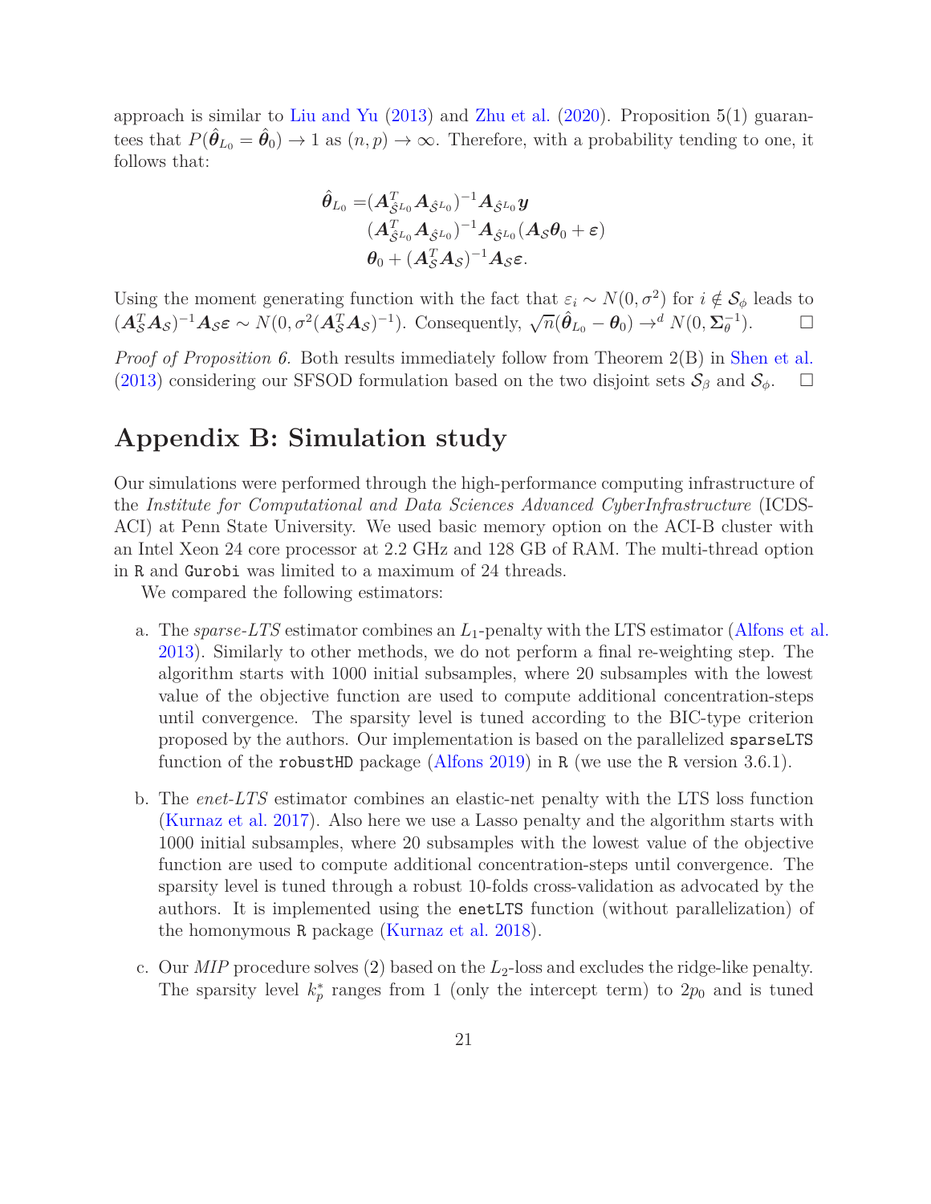approach is similar to Liu and Yu (2013) and Zhu et al. (2020). Proposition 5(1) guarantees that $P(\hat{\boldsymbol{\theta}}_{L_0} = \hat{\boldsymbol{\theta}}_0) \to 1$ as $(n, p) \to \infty$. Therefore, with a probability tending to one, it follows that:

$$
\begin{aligned}
\hat{\boldsymbol{\theta}}_{L_0} =& (\boldsymbol{A}_{\hat{\mathcal{S}}^{L_0}}^T \boldsymbol{A}_{\hat{\mathcal{S}}^{L_0}})^{-1} \boldsymbol{A}_{\hat{\mathcal{S}}^{L_0}} \boldsymbol{y} \\
& (\boldsymbol{A}_{\hat{\mathcal{S}}^{L_0}}^T \boldsymbol{A}_{\hat{\mathcal{S}}^{L_0}})^{-1} \boldsymbol{A}_{\hat{\mathcal{S}}^{L_0}} (\boldsymbol{A}_{\mathcal{S}} \boldsymbol{\theta}_0 + \boldsymbol{\varepsilon}) \\
& \boldsymbol{\theta}_0 + (\boldsymbol{A}_{\mathcal{S}}^T \boldsymbol{A}_{\mathcal{S}})^{-1} \boldsymbol{A}_{\mathcal{S}} \boldsymbol{\varepsilon}.
\end{aligned}
$$

Using the moment generating function with the fact that $\varepsilon_i \sim N(0, \sigma^2)$ for $i \notin \mathcal{S}_\phi$ leads to $(\boldsymbol{A}_{\mathcal{S}}^T \boldsymbol{A}_{\mathcal{S}})^{-1} \boldsymbol{A}_{\mathcal{S}} \boldsymbol{\varepsilon} \sim N(0, \sigma^2 (\boldsymbol{A}_{\mathcal{S}}^T \boldsymbol{A}_{\mathcal{S}})^{-1})$. Consequently, $\sqrt{n}(\hat{\boldsymbol{\theta}}_{L_0} - \boldsymbol{\theta}_0) \to^d N(0, \boldsymbol{\Sigma}_\theta^{-1})$. □

*Proof of Proposition 6.* Both results immediately follow from Theorem 2(B) in Shen et al. (2013) considering our SFSOD formulation based on the two disjoint sets $\mathcal{S}_\beta$ and $\mathcal{S}_\phi$. □

## Appendix B: Simulation study

Our simulations were performed through the high-performance computing infrastructure of the *Institute for Computational and Data Sciences Advanced CyberInfrastructure* (ICDS-ACI) at Penn State University. We used basic memory option on the ACI-B cluster with an Intel Xeon 24 core processor at 2.2 GHz and 128 GB of RAM. The multi-thread option in R and Gurobi was limited to a maximum of 24 threads.

We compared the following estimators:

a. The *sparse-LTS* estimator combines an $L_1$-penalty with the LTS estimator (Alfons et al. 2013). Similarly to other methods, we do not perform a final re-weighting step. The algorithm starts with 1000 initial subsamples, where 20 subsamples with the lowest value of the objective function are used to compute additional concentration-steps until convergence. The sparsity level is tuned according to the BIC-type criterion proposed by the authors. Our implementation is based on the parallelized `sparseLTS` function of the `robustHD` package (Alfons 2019) in R (we use the R version 3.6.1).

b. The *enet-LTS* estimator combines an elastic-net penalty with the LTS loss function (Kurnaz et al. 2017). Also here we use a Lasso penalty and the algorithm starts with 1000 initial subsamples, where 20 subsamples with the lowest value of the objective function are used to compute additional concentration-steps until convergence. The sparsity level is tuned through a robust 10-folds cross-validation as advocated by the authors. It is implemented using the `enetLTS` function (without parallelization) of the homonymous R package (Kurnaz et al. 2018).

c. Our *MIP* procedure solves (2) based on the $L_2$-loss and excludes the ridge-like penalty. The sparsity level $k_p^*$ ranges from 1 (only the intercept term) to $2p_0$ and is tuned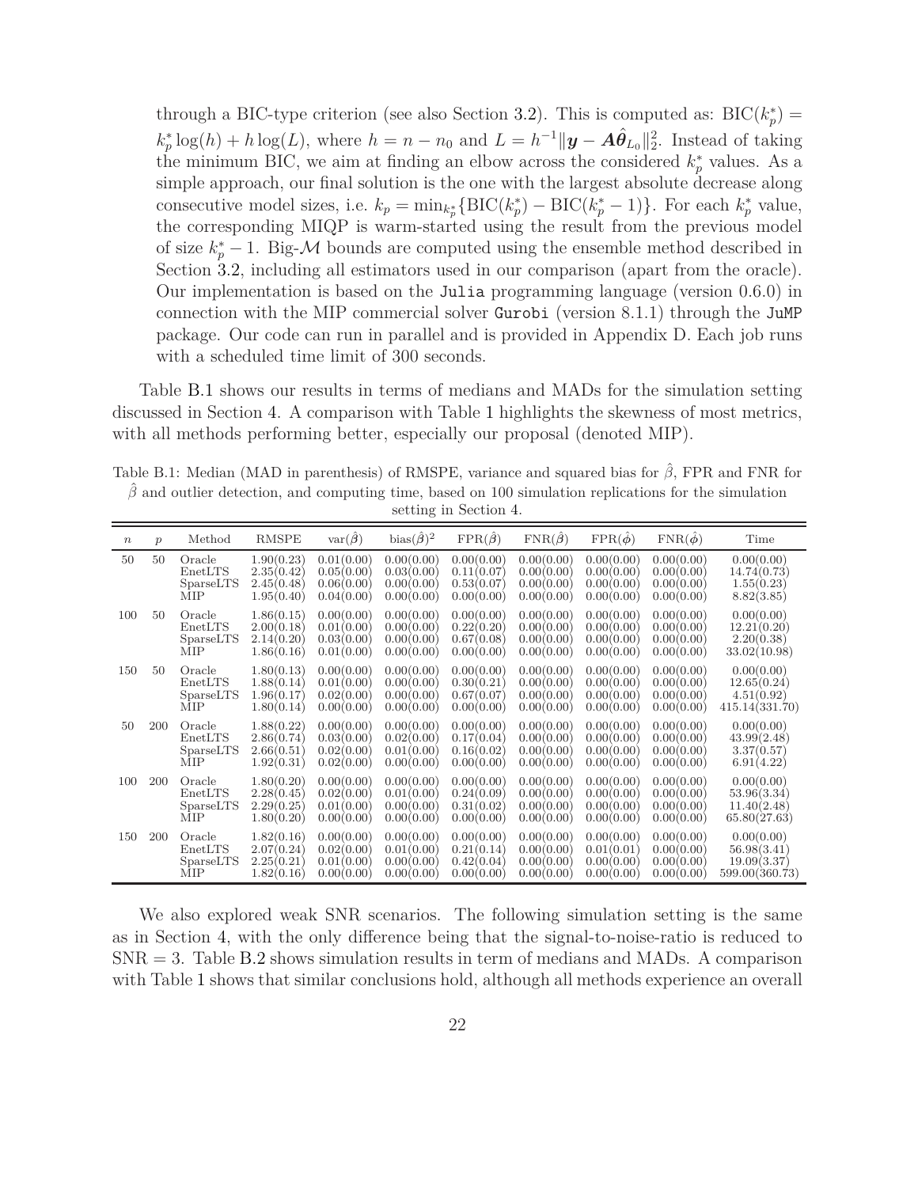through a BIC-type criterion (see also Section 3.2). This is computed as: $\text{BIC}(k_p^*) = k_p^* \log(h) + h \log(L)$, where $h = n - n_0$ and $L = h^{-1} \|\boldsymbol{y} - \boldsymbol{A}\hat{\boldsymbol{\theta}}_{L_0}\|_2^2$. Instead of taking the minimum BIC, we aim at finding an elbow across the considered $k_p^*$ values. As a simple approach, our final solution is the one with the largest absolute decrease along consecutive model sizes, i.e. $k_p = \min_{k_p^*}\{\text{BIC}(k_p^*) - \text{BIC}(k_p^* - 1)\}$. For each $k_p^*$ value, the corresponding MIQP is warm-started using the result from the previous model of size $k_p^* - 1$. Big-$\mathcal{M}$ bounds are computed using the ensemble method described in Section 3.2, including all estimators used in our comparison (apart from the oracle). Our implementation is based on the `Julia` programming language (version 0.6.0) in connection with the MIP commercial solver `Gurobi` (version 8.1.1) through the `JuMP` package. Our code can run in parallel and is provided in Appendix D. Each job runs with a scheduled time limit of 300 seconds.

Table B.1 shows our results in terms of medians and MADs for the simulation setting discussed in Section 4. A comparison with Table 1 highlights the skewness of most metrics, with all methods performing better, especially our proposal (denoted MIP).

Table B.1: Median (MAD in parenthesis) of RMSPE, variance and squared bias for $\hat{\beta}$, FPR and FNR for $\hat{\beta}$ and outlier detection, and computing time, based on 100 simulation replications for the simulation setting in Section 4.

| $n$ | $p$ | Method | RMSPE | $\text{var}(\hat{\boldsymbol{\beta}})$ | $\text{bias}(\hat{\boldsymbol{\beta}})^2$ | $\text{FPR}(\hat{\boldsymbol{\beta}})$ | $\text{FNR}(\hat{\boldsymbol{\beta}})$ | $\text{FPR}(\hat{\boldsymbol{\phi}})$ | $\text{FNR}(\hat{\boldsymbol{\phi}})$ | Time |
|---|---|---|---|---|---|---|---|---|---|---|
| 50 | 50 | Oracle | 1.90(0.23) | 0.01(0.00) | 0.00(0.00) | 0.00(0.00) | 0.00(0.00) | 0.00(0.00) | 0.00(0.00) | 0.00(0.00) |
| | | EnetLTS | 2.35(0.42) | 0.05(0.00) | 0.03(0.00) | 0.11(0.07) | 0.00(0.00) | 0.00(0.00) | 0.00(0.00) | 14.74(0.73) |
| | | SparseLTS | 2.45(0.48) | 0.06(0.00) | 0.00(0.00) | 0.53(0.07) | 0.00(0.00) | 0.00(0.00) | 0.00(0.00) | 1.55(0.23) |
| | | MIP | 1.95(0.40) | 0.04(0.00) | 0.00(0.00) | 0.00(0.00) | 0.00(0.00) | 0.00(0.00) | 0.00(0.00) | 8.82(3.85) |
| 100 | 50 | Oracle | 1.86(0.15) | 0.00(0.00) | 0.00(0.00) | 0.00(0.00) | 0.00(0.00) | 0.00(0.00) | 0.00(0.00) | 0.00(0.00) |
| | | EnetLTS | 2.00(0.18) | 0.01(0.00) | 0.00(0.00) | 0.22(0.20) | 0.00(0.00) | 0.00(0.00) | 0.00(0.00) | 12.21(0.20) |
| | | SparseLTS | 2.14(0.20) | 0.03(0.00) | 0.00(0.00) | 0.67(0.08) | 0.00(0.00) | 0.00(0.00) | 0.00(0.00) | 2.20(0.38) |
| | | MIP | 1.86(0.16) | 0.01(0.00) | 0.00(0.00) | 0.00(0.00) | 0.00(0.00) | 0.00(0.00) | 0.00(0.00) | 33.02(10.98) |
| 150 | 50 | Oracle | 1.80(0.13) | 0.00(0.00) | 0.00(0.00) | 0.00(0.00) | 0.00(0.00) | 0.00(0.00) | 0.00(0.00) | 0.00(0.00) |
| | | EnetLTS | 1.88(0.14) | 0.01(0.00) | 0.00(0.00) | 0.30(0.21) | 0.00(0.00) | 0.00(0.00) | 0.00(0.00) | 12.65(0.24) |
| | | SparseLTS | 1.96(0.17) | 0.02(0.00) | 0.00(0.00) | 0.67(0.07) | 0.00(0.00) | 0.00(0.00) | 0.00(0.00) | 4.51(0.92) |
| | | MIP | 1.80(0.14) | 0.00(0.00) | 0.00(0.00) | 0.00(0.00) | 0.00(0.00) | 0.00(0.00) | 0.00(0.00) | 415.14(331.70) |
| 50 | 200 | Oracle | 1.88(0.22) | 0.00(0.00) | 0.00(0.00) | 0.00(0.00) | 0.00(0.00) | 0.00(0.00) | 0.00(0.00) | 0.00(0.00) |
| | | EnetLTS | 2.86(0.74) | 0.03(0.00) | 0.02(0.00) | 0.17(0.04) | 0.00(0.00) | 0.00(0.00) | 0.00(0.00) | 43.99(2.48) |
| | | SparseLTS | 2.66(0.51) | 0.02(0.00) | 0.01(0.00) | 0.16(0.02) | 0.00(0.00) | 0.00(0.00) | 0.00(0.00) | 3.37(0.57) |
| | | MIP | 1.92(0.31) | 0.02(0.00) | 0.00(0.00) | 0.00(0.00) | 0.00(0.00) | 0.00(0.00) | 0.00(0.00) | 6.91(4.22) |
| 100 | 200 | Oracle | 1.80(0.20) | 0.00(0.00) | 0.00(0.00) | 0.00(0.00) | 0.00(0.00) | 0.00(0.00) | 0.00(0.00) | 0.00(0.00) |
| | | EnetLTS | 2.28(0.45) | 0.02(0.00) | 0.01(0.00) | 0.24(0.09) | 0.00(0.00) | 0.00(0.00) | 0.00(0.00) | 53.96(3.34) |
| | | SparseLTS | 2.29(0.25) | 0.01(0.00) | 0.00(0.00) | 0.31(0.02) | 0.00(0.00) | 0.00(0.00) | 0.00(0.00) | 11.40(2.48) |
| | | MIP | 1.80(0.20) | 0.00(0.00) | 0.00(0.00) | 0.00(0.00) | 0.00(0.00) | 0.00(0.00) | 0.00(0.00) | 65.80(27.63) |
| 150 | 200 | Oracle | 1.82(0.16) | 0.00(0.00) | 0.00(0.00) | 0.00(0.00) | 0.00(0.00) | 0.00(0.00) | 0.00(0.00) | 0.00(0.00) |
| | | EnetLTS | 2.07(0.24) | 0.02(0.00) | 0.01(0.00) | 0.21(0.14) | 0.00(0.00) | 0.01(0.01) | 0.00(0.00) | 56.98(3.41) |
| | | SparseLTS | 2.25(0.21) | 0.01(0.00) | 0.00(0.00) | 0.42(0.04) | 0.00(0.00) | 0.00(0.00) | 0.00(0.00) | 19.09(3.37) |
| | | MIP | 1.82(0.16) | 0.00(0.00) | 0.00(0.00) | 0.00(0.00) | 0.00(0.00) | 0.00(0.00) | 0.00(0.00) | 599.00(360.73) |

We also explored weak SNR scenarios. The following simulation setting is the same as in Section 4, with the only difference being that the signal-to-noise-ratio is reduced to $\text{SNR} = 3$. Table B.2 shows simulation results in term of medians and MADs. A comparison with Table 1 shows that similar conclusions hold, although all methods experience an overall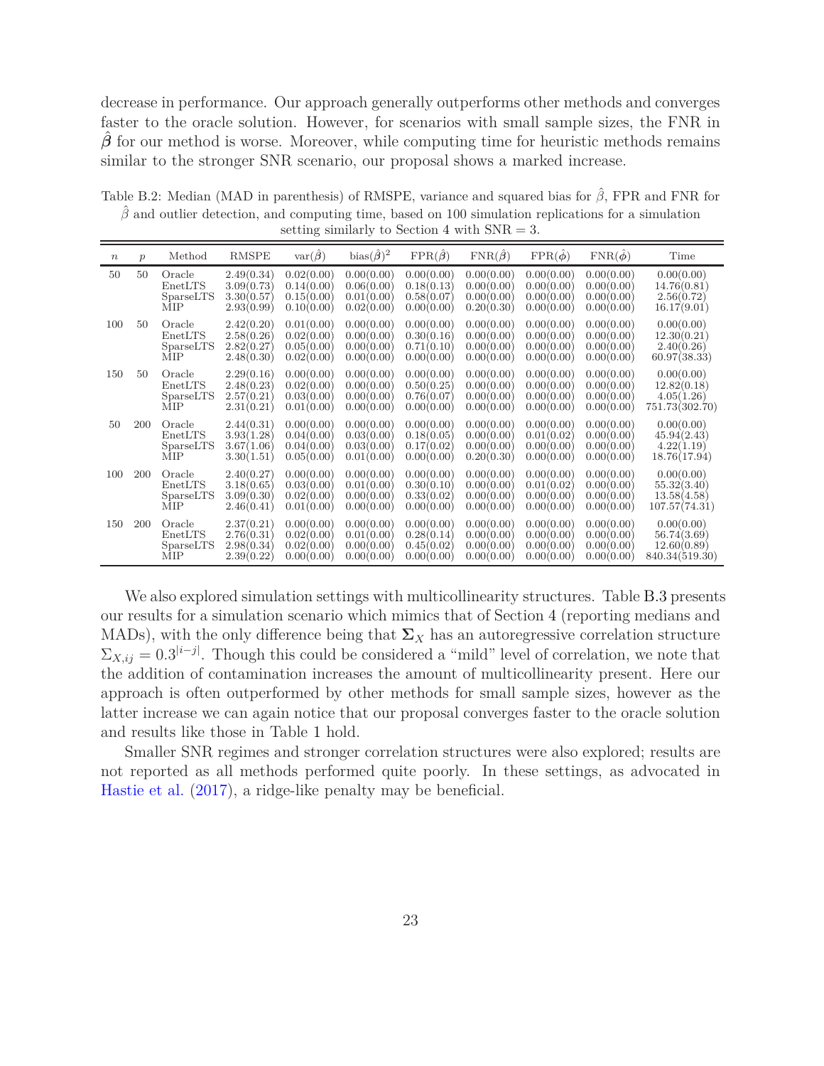decrease in performance. Our approach generally outperforms other methods and converges faster to the oracle solution. However, for scenarios with small sample sizes, the FNR in $\hat{\boldsymbol{\beta}}$ for our method is worse. Moreover, while computing time for heuristic methods remains similar to the stronger SNR scenario, our proposal shows a marked increase.

Table B.2: Median (MAD in parenthesis) of RMSPE, variance and squared bias for $\hat{\beta}$, FPR and FNR for $\hat{\beta}$ and outlier detection, and computing time, based on 100 simulation replications for a simulation setting similarly to Section 4 with SNR = 3.

| $n$ | $p$ | Method | RMSPE | var($\hat{\beta}$) | bias($\hat{\beta}$)$^2$ | FPR($\hat{\beta}$) | FNR($\hat{\beta}$) | FPR($\hat{\phi}$) | FNR($\hat{\phi}$) | Time |
|---|---|---|---|---|---|---|---|---|---|---|
| 50 | 50 | Oracle | 2.49(0.34) | 0.02(0.00) | 0.00(0.00) | 0.00(0.00) | 0.00(0.00) | 0.00(0.00) | 0.00(0.00) | 0.00(0.00) |
| | | EnetLTS | 3.09(0.73) | 0.14(0.00) | 0.06(0.00) | 0.18(0.13) | 0.00(0.00) | 0.00(0.00) | 0.00(0.00) | 14.76(0.81) |
| | | SparseLTS | 3.30(0.57) | 0.15(0.00) | 0.01(0.00) | 0.58(0.07) | 0.00(0.00) | 0.00(0.00) | 0.00(0.00) | 2.56(0.72) |
| | | MIP | 2.93(0.99) | 0.10(0.00) | 0.02(0.00) | 0.00(0.00) | 0.20(0.30) | 0.00(0.00) | 0.00(0.00) | 16.17(9.01) |
| 100 | 50 | Oracle | 2.42(0.20) | 0.01(0.00) | 0.00(0.00) | 0.00(0.00) | 0.00(0.00) | 0.00(0.00) | 0.00(0.00) | 0.00(0.00) |
| | | EnetLTS | 2.58(0.26) | 0.02(0.00) | 0.00(0.00) | 0.30(0.16) | 0.00(0.00) | 0.00(0.00) | 0.00(0.00) | 12.30(0.21) |
| | | SparseLTS | 2.82(0.27) | 0.05(0.00) | 0.00(0.00) | 0.71(0.10) | 0.00(0.00) | 0.00(0.00) | 0.00(0.00) | 2.40(0.26) |
| | | MIP | 2.48(0.30) | 0.02(0.00) | 0.00(0.00) | 0.00(0.00) | 0.00(0.00) | 0.00(0.00) | 0.00(0.00) | 60.97(38.33) |
| 150 | 50 | Oracle | 2.29(0.16) | 0.00(0.00) | 0.00(0.00) | 0.00(0.00) | 0.00(0.00) | 0.00(0.00) | 0.00(0.00) | 0.00(0.00) |
| | | EnetLTS | 2.48(0.23) | 0.02(0.00) | 0.00(0.00) | 0.50(0.25) | 0.00(0.00) | 0.00(0.00) | 0.00(0.00) | 12.82(0.18) |
| | | SparseLTS | 2.57(0.21) | 0.03(0.00) | 0.00(0.00) | 0.76(0.07) | 0.00(0.00) | 0.00(0.00) | 0.00(0.00) | 4.05(1.26) |
| | | MIP | 2.31(0.21) | 0.01(0.00) | 0.00(0.00) | 0.00(0.00) | 0.00(0.00) | 0.00(0.00) | 0.00(0.00) | 751.73(302.70) |
| 50 | 200 | Oracle | 2.44(0.31) | 0.00(0.00) | 0.00(0.00) | 0.00(0.00) | 0.00(0.00) | 0.00(0.00) | 0.00(0.00) | 0.00(0.00) |
| | | EnetLTS | 3.93(1.28) | 0.04(0.00) | 0.03(0.00) | 0.18(0.05) | 0.00(0.00) | 0.01(0.02) | 0.00(0.00) | 45.94(2.43) |
| | | SparseLTS | 3.67(1.06) | 0.04(0.00) | 0.03(0.00) | 0.17(0.02) | 0.00(0.00) | 0.00(0.00) | 0.00(0.00) | 4.22(1.19) |
| | | MIP | 3.30(1.51) | 0.05(0.00) | 0.01(0.00) | 0.00(0.00) | 0.20(0.30) | 0.00(0.00) | 0.00(0.00) | 18.76(17.94) |
| 100 | 200 | Oracle | 2.40(0.27) | 0.00(0.00) | 0.00(0.00) | 0.00(0.00) | 0.00(0.00) | 0.00(0.00) | 0.00(0.00) | 0.00(0.00) |
| | | EnetLTS | 3.18(0.65) | 0.03(0.00) | 0.01(0.00) | 0.30(0.10) | 0.00(0.00) | 0.01(0.02) | 0.00(0.00) | 55.32(3.40) |
| | | SparseLTS | 3.09(0.30) | 0.02(0.00) | 0.00(0.00) | 0.33(0.02) | 0.00(0.00) | 0.00(0.00) | 0.00(0.00) | 13.58(4.58) |
| | | MIP | 2.46(0.41) | 0.01(0.00) | 0.00(0.00) | 0.00(0.00) | 0.00(0.00) | 0.00(0.00) | 0.00(0.00) | 107.57(74.31) |
| 150 | 200 | Oracle | 2.37(0.21) | 0.00(0.00) | 0.00(0.00) | 0.00(0.00) | 0.00(0.00) | 0.00(0.00) | 0.00(0.00) | 0.00(0.00) |
| | | EnetLTS | 2.76(0.31) | 0.02(0.00) | 0.01(0.00) | 0.28(0.14) | 0.00(0.00) | 0.00(0.00) | 0.00(0.00) | 56.74(3.69) |
| | | SparseLTS | 2.98(0.34) | 0.02(0.00) | 0.00(0.00) | 0.45(0.02) | 0.00(0.00) | 0.00(0.00) | 0.00(0.00) | 12.60(0.89) |
| | | MIP | 2.39(0.22) | 0.00(0.00) | 0.00(0.00) | 0.00(0.00) | 0.00(0.00) | 0.00(0.00) | 0.00(0.00) | 840.34(519.30) |

We also explored simulation settings with multicollinearity structures. Table B.3 presents our results for a simulation scenario which mimics that of Section 4 (reporting medians and MADs), with the only difference being that $\boldsymbol{\Sigma}_X$ has an autoregressive correlation structure $\Sigma_{X,ij} = 0.3^{|i-j|}$. Though this could be considered a "mild" level of correlation, we note that the addition of contamination increases the amount of multicollinearity present. Here our approach is often outperformed by other methods for small sample sizes, however as the latter increase we can again notice that our proposal converges faster to the oracle solution and results like those in Table 1 hold.

Smaller SNR regimes and stronger correlation structures were also explored; results are not reported as all methods performed quite poorly. In these settings, as advocated in Hastie et al. (2017), a ridge-like penalty may be beneficial.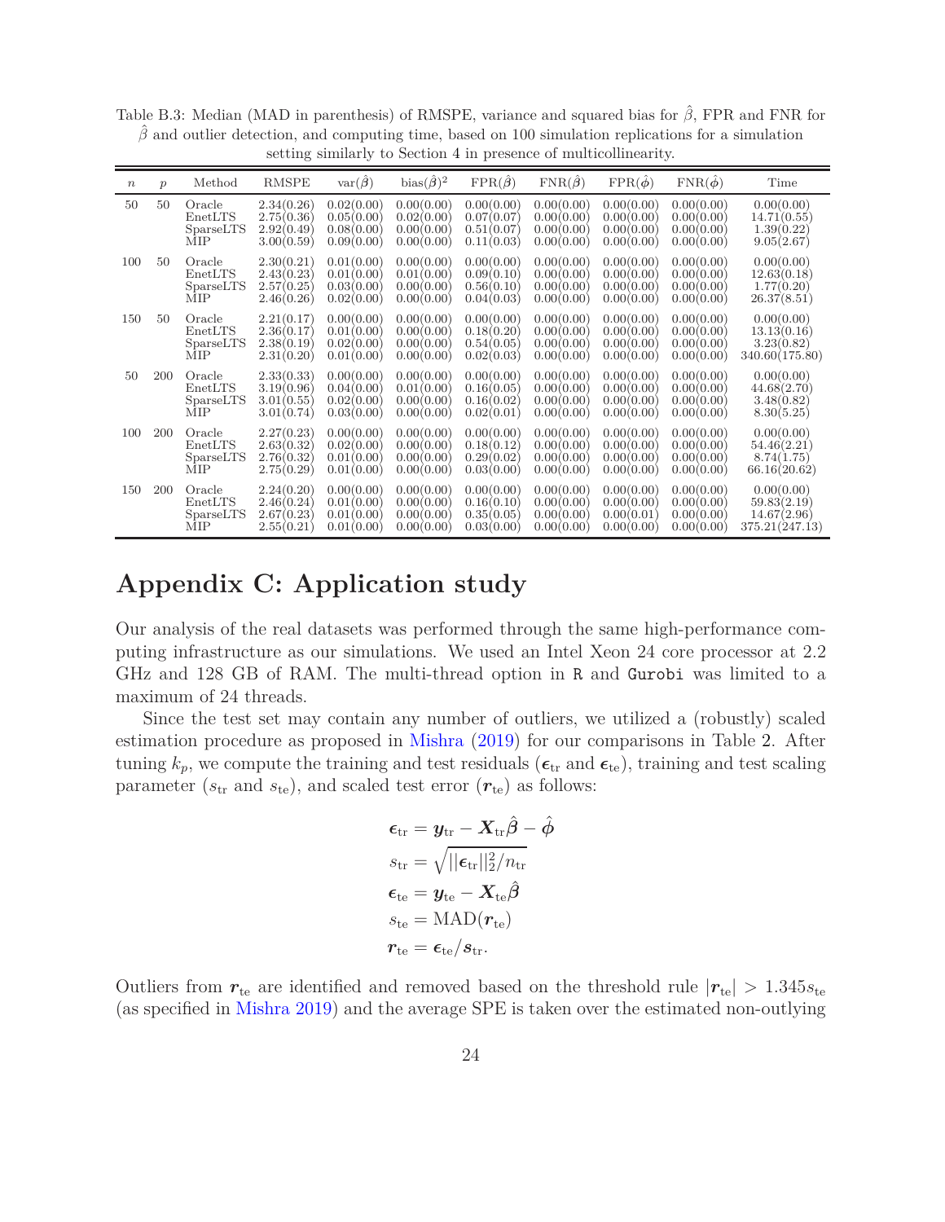Table B.3: Median (MAD in parenthesis) of RMSPE, variance and squared bias for $\hat{\beta}$, FPR and FNR for $\hat{\beta}$ and outlier detection, and computing time, based on 100 simulation replications for a simulation setting similarly to Section 4 in presence of multicollinearity.

| $n$ | $p$ | Method | RMSPE | var$(\hat{\boldsymbol{\beta}})$ | bias$(\hat{\boldsymbol{\beta}})^2$ | FPR$(\hat{\boldsymbol{\beta}})$ | FNR$(\hat{\boldsymbol{\beta}})$ | FPR$(\hat{\boldsymbol{\phi}})$ | FNR$(\hat{\boldsymbol{\phi}})$ | Time |
|---|---|---|---|---|---|---|---|---|---|---|
| 50 | 50 | Oracle | 2.34(0.26) | 0.02(0.00) | 0.00(0.00) | 0.00(0.00) | 0.00(0.00) | 0.00(0.00) | 0.00(0.00) | 0.00(0.00) |
| | | EnetLTS | 2.75(0.36) | 0.05(0.00) | 0.02(0.00) | 0.07(0.07) | 0.00(0.00) | 0.00(0.00) | 0.00(0.00) | 14.71(0.55) |
| | | SparseLTS | 2.92(0.49) | 0.08(0.00) | 0.00(0.00) | 0.51(0.07) | 0.00(0.00) | 0.00(0.00) | 0.00(0.00) | 1.39(0.22) |
| | | MIP | 3.00(0.59) | 0.09(0.00) | 0.00(0.00) | 0.11(0.03) | 0.00(0.00) | 0.00(0.00) | 0.00(0.00) | 9.05(2.67) |
| 100 | 50 | Oracle | 2.30(0.21) | 0.01(0.00) | 0.00(0.00) | 0.00(0.00) | 0.00(0.00) | 0.00(0.00) | 0.00(0.00) | 0.00(0.00) |
| | | EnetLTS | 2.43(0.23) | 0.01(0.00) | 0.01(0.00) | 0.09(0.10) | 0.00(0.00) | 0.00(0.00) | 0.00(0.00) | 12.63(0.18) |
| | | SparseLTS | 2.57(0.25) | 0.03(0.00) | 0.00(0.00) | 0.56(0.10) | 0.00(0.00) | 0.00(0.00) | 0.00(0.00) | 1.77(0.20) |
| | | MIP | 2.46(0.26) | 0.02(0.00) | 0.00(0.00) | 0.04(0.03) | 0.00(0.00) | 0.00(0.00) | 0.00(0.00) | 26.37(8.51) |
| 150 | 50 | Oracle | 2.21(0.17) | 0.00(0.00) | 0.00(0.00) | 0.00(0.00) | 0.00(0.00) | 0.00(0.00) | 0.00(0.00) | 0.00(0.00) |
| | | EnetLTS | 2.36(0.17) | 0.01(0.00) | 0.00(0.00) | 0.18(0.20) | 0.00(0.00) | 0.00(0.00) | 0.00(0.00) | 13.13(0.16) |
| | | SparseLTS | 2.38(0.19) | 0.02(0.00) | 0.00(0.00) | 0.54(0.05) | 0.00(0.00) | 0.00(0.00) | 0.00(0.00) | 3.23(0.82) |
| | | MIP | 2.31(0.20) | 0.01(0.00) | 0.00(0.00) | 0.02(0.03) | 0.00(0.00) | 0.00(0.00) | 0.00(0.00) | 340.60(175.80) |
| 50 | 200 | Oracle | 2.33(0.33) | 0.00(0.00) | 0.00(0.00) | 0.00(0.00) | 0.00(0.00) | 0.00(0.00) | 0.00(0.00) | 0.00(0.00) |
| | | EnetLTS | 3.19(0.96) | 0.04(0.00) | 0.01(0.00) | 0.16(0.05) | 0.00(0.00) | 0.00(0.00) | 0.00(0.00) | 44.68(2.70) |
| | | SparseLTS | 3.01(0.55) | 0.02(0.00) | 0.00(0.00) | 0.16(0.02) | 0.00(0.00) | 0.00(0.00) | 0.00(0.00) | 3.48(0.82) |
| | | MIP | 3.01(0.74) | 0.03(0.00) | 0.00(0.00) | 0.02(0.01) | 0.00(0.00) | 0.00(0.00) | 0.00(0.00) | 8.30(5.25) |
| 100 | 200 | Oracle | 2.27(0.23) | 0.00(0.00) | 0.00(0.00) | 0.00(0.00) | 0.00(0.00) | 0.00(0.00) | 0.00(0.00) | 0.00(0.00) |
| | | EnetLTS | 2.63(0.32) | 0.02(0.00) | 0.00(0.00) | 0.18(0.12) | 0.00(0.00) | 0.00(0.00) | 0.00(0.00) | 54.46(2.21) |
| | | SparseLTS | 2.76(0.32) | 0.01(0.00) | 0.00(0.00) | 0.29(0.02) | 0.00(0.00) | 0.00(0.00) | 0.00(0.00) | 8.74(1.75) |
| | | MIP | 2.75(0.29) | 0.01(0.00) | 0.00(0.00) | 0.03(0.00) | 0.00(0.00) | 0.00(0.00) | 0.00(0.00) | 66.16(20.62) |
| 150 | 200 | Oracle | 2.24(0.20) | 0.00(0.00) | 0.00(0.00) | 0.00(0.00) | 0.00(0.00) | 0.00(0.00) | 0.00(0.00) | 0.00(0.00) |
| | | EnetLTS | 2.46(0.24) | 0.01(0.00) | 0.00(0.00) | 0.16(0.10) | 0.00(0.00) | 0.00(0.00) | 0.00(0.00) | 59.83(2.19) |
| | | SparseLTS | 2.67(0.23) | 0.01(0.00) | 0.00(0.00) | 0.35(0.05) | 0.00(0.00) | 0.00(0.01) | 0.00(0.00) | 14.67(2.96) |
| | | MIP | 2.55(0.21) | 0.01(0.00) | 0.00(0.00) | 0.03(0.00) | 0.00(0.00) | 0.00(0.00) | 0.00(0.00) | 375.21(247.13) |

# Appendix C: Application study

Our analysis of the real datasets was performed through the same high-performance computing infrastructure as our simulations. We used an Intel Xeon 24 core processor at 2.2 GHz and 128 GB of RAM. The multi-thread option in R and Gurobi was limited to a maximum of 24 threads.

Since the test set may contain any number of outliers, we utilized a (robustly) scaled estimation procedure as proposed in Mishra (2019) for our comparisons in Table 2. After tuning $k_p$, we compute the training and test residuals ($\boldsymbol{\epsilon}_{\text{tr}}$ and $\boldsymbol{\epsilon}_{\text{te}}$), training and test scaling parameter ($s_{\text{tr}}$ and $s_{\text{te}}$), and scaled test error ($\boldsymbol{r}_{\text{te}}$) as follows:

$$
\begin{aligned}
\boldsymbol{\epsilon}_{\text{tr}} &= \boldsymbol{y}_{\text{tr}} - \boldsymbol{X}_{\text{tr}}\hat{\boldsymbol{\beta}} - \hat{\boldsymbol{\phi}} \\
s_{\text{tr}} &= \sqrt{||\boldsymbol{\epsilon}_{\text{tr}}||_2^2/n_{\text{tr}}} \\
\boldsymbol{\epsilon}_{\text{te}} &= \boldsymbol{y}_{\text{te}} - \boldsymbol{X}_{\text{te}}\hat{\boldsymbol{\beta}} \\
s_{\text{te}} &= \text{MAD}(\boldsymbol{r}_{\text{te}}) \\
\boldsymbol{r}_{\text{te}} &= \boldsymbol{\epsilon}_{\text{te}}/\boldsymbol{s}_{\text{tr}}.
\end{aligned}
$$

Outliers from $\boldsymbol{r}_{\text{te}}$ are identified and removed based on the threshold rule $|\boldsymbol{r}_{\text{te}}| > 1.345 s_{\text{te}}$ (as specified in Mishra 2019) and the average SPE is taken over the estimated non-outlying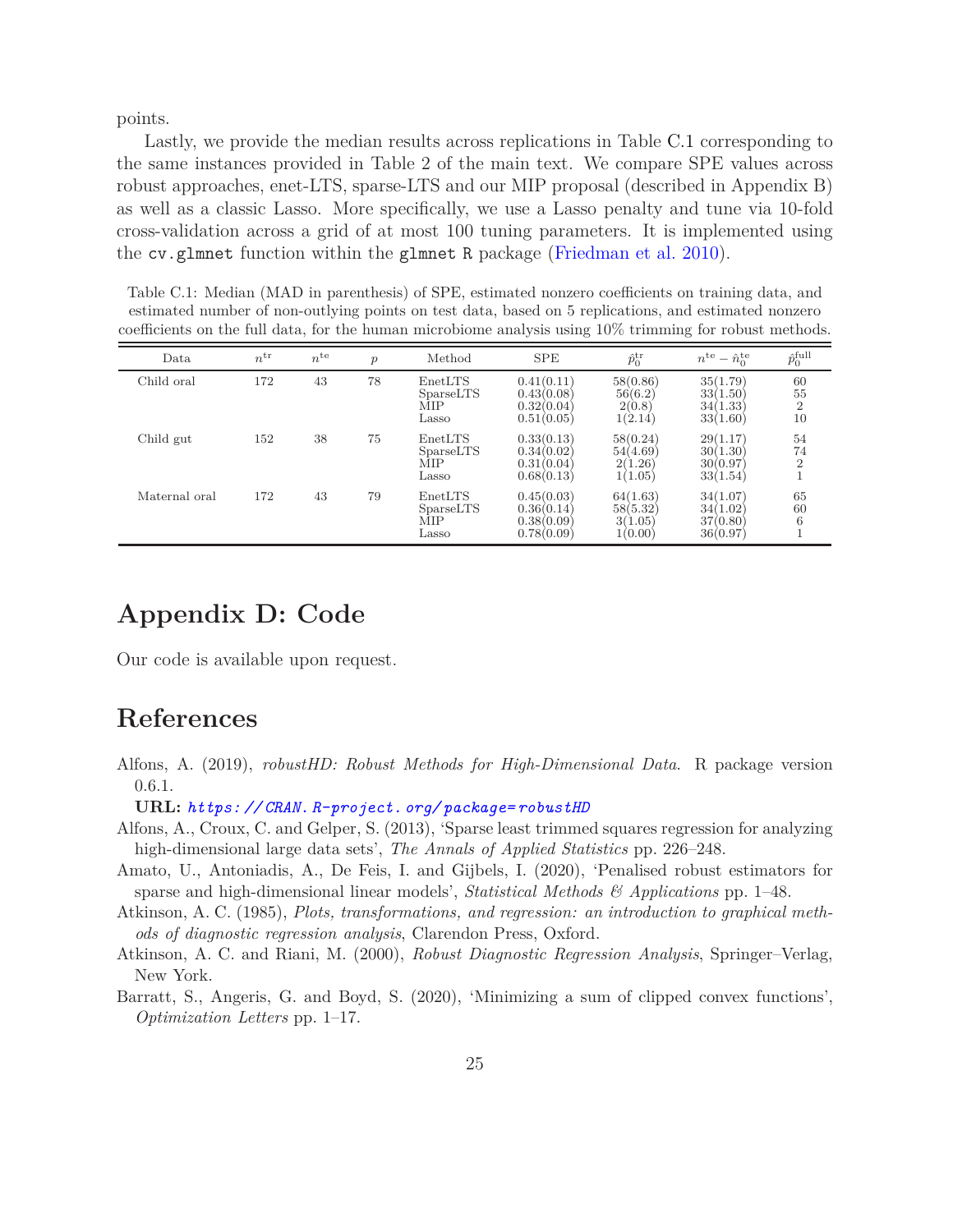points.

Lastly, we provide the median results across replications in Table C.1 corresponding to the same instances provided in Table 2 of the main text. We compare SPE values across robust approaches, enet-LTS, sparse-LTS and our MIP proposal (described in Appendix B) as well as a classic Lasso. More specifically, we use a Lasso penalty and tune via 10-fold cross-validation across a grid of at most 100 tuning parameters. It is implemented using the `cv.glmnet` function within the `glmnet` `R` package (Friedman et al. 2010).

Table C.1: Median (MAD in parenthesis) of SPE, estimated nonzero coefficients on training data, and estimated number of non-outlying points on test data, based on 5 replications, and estimated nonzero coefficients on the full data, for the human microbiome analysis using 10% trimming for robust methods.

| Data | $n^{\text{tr}}$ | $n^{\text{te}}$ | $p$ | Method | SPE | $\hat{p}_0^{\text{tr}}$ | $n^{\text{te}} - \hat{n}_0^{\text{te}}$ | $\hat{p}_0^{\text{full}}$ |
|---|---|---|---|---|---|---|---|---|
| Child oral | 172 | 43 | 78 | EnetLTS | 0.41(0.11) | 58(0.86) | 35(1.79) | 60 |
| | | | | SparseLTS | 0.43(0.08) | 56(6.2) | 33(1.50) | 55 |
| | | | | MIP | 0.32(0.04) | 2(0.8) | 34(1.33) | 2 |
| | | | | Lasso | 0.51(0.05) | 1(2.14) | 33(1.60) | 10 |
| Child gut | 152 | 38 | 75 | EnetLTS | 0.33(0.13) | 58(0.24) | 29(1.17) | 54 |
| | | | | SparseLTS | 0.34(0.02) | 54(4.69) | 30(1.30) | 74 |
| | | | | MIP | 0.31(0.04) | 2(1.26) | 30(0.97) | 2 |
| | | | | Lasso | 0.68(0.13) | 1(1.05) | 33(1.54) | 1 |
| Maternal oral | 172 | 43 | 79 | EnetLTS | 0.45(0.03) | 64(1.63) | 34(1.07) | 65 |
| | | | | SparseLTS | 0.36(0.14) | 58(5.32) | 34(1.02) | 60 |
| | | | | MIP | 0.38(0.09) | 3(1.05) | 37(0.80) | 6 |
| | | | | Lasso | 0.78(0.09) | 1(0.00) | 36(0.97) | 1 |

# Appendix D: Code

Our code is available upon request.

# References

Alfons, A. (2019), *robustHD: Robust Methods for High-Dimensional Data*. R package version 0.6.1.
**URL:** *https://CRAN.R-project.org/package=robustHD*

Alfons, A., Croux, C. and Gelper, S. (2013), 'Sparse least trimmed squares regression for analyzing high-dimensional large data sets', *The Annals of Applied Statistics* pp. 226–248.

Amato, U., Antoniadis, A., De Feis, I. and Gijbels, I. (2020), 'Penalised robust estimators for sparse and high-dimensional linear models', *Statistical Methods & Applications* pp. 1–48.

Atkinson, A. C. (1985), *Plots, transformations, and regression: an introduction to graphical methods of diagnostic regression analysis*, Clarendon Press, Oxford.

Atkinson, A. C. and Riani, M. (2000), *Robust Diagnostic Regression Analysis*, Springer–Verlag, New York.

Barratt, S., Angeris, G. and Boyd, S. (2020), 'Minimizing a sum of clipped convex functions', *Optimization Letters* pp. 1–17.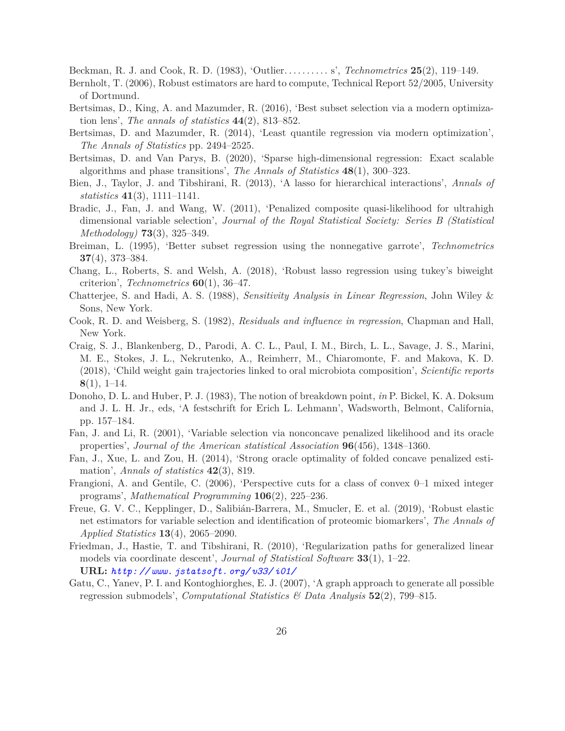Beckman, R. J. and Cook, R. D. (1983), 'Outlier.......... s', *Technometrics* **25**(2), 119–149.

Bernholt, T. (2006), Robust estimators are hard to compute, Technical Report 52/2005, University of Dortmund.

Bertsimas, D., King, A. and Mazumder, R. (2016), 'Best subset selection via a modern optimization lens', *The annals of statistics* **44**(2), 813–852.

Bertsimas, D. and Mazumder, R. (2014), 'Least quantile regression via modern optimization', *The Annals of Statistics* pp. 2494–2525.

Bertsimas, D. and Van Parys, B. (2020), 'Sparse high-dimensional regression: Exact scalable algorithms and phase transitions', *The Annals of Statistics* **48**(1), 300–323.

Bien, J., Taylor, J. and Tibshirani, R. (2013), 'A lasso for hierarchical interactions', *Annals of statistics* **41**(3), 1111–1141.

Bradic, J., Fan, J. and Wang, W. (2011), 'Penalized composite quasi-likelihood for ultrahigh dimensional variable selection', *Journal of the Royal Statistical Society: Series B (Statistical Methodology)* **73**(3), 325–349.

Breiman, L. (1995), 'Better subset regression using the nonnegative garrote', *Technometrics* **37**(4), 373–384.

Chang, L., Roberts, S. and Welsh, A. (2018), 'Robust lasso regression using tukey's biweight criterion', *Technometrics* **60**(1), 36–47.

Chatterjee, S. and Hadi, A. S. (1988), *Sensitivity Analysis in Linear Regression*, John Wiley & Sons, New York.

Cook, R. D. and Weisberg, S. (1982), *Residuals and influence in regression*, Chapman and Hall, New York.

Craig, S. J., Blankenberg, D., Parodi, A. C. L., Paul, I. M., Birch, L. L., Savage, J. S., Marini, M. E., Stokes, J. L., Nekrutenko, A., Reimherr, M., Chiaromonte, F. and Makova, K. D. (2018), 'Child weight gain trajectories linked to oral microbiota composition', *Scientific reports* **8**(1), 1–14.

Donoho, D. L. and Huber, P. J. (1983), The notion of breakdown point, *in* P. Bickel, K. A. Doksum and J. L. H. Jr., eds, 'A festschrift for Erich L. Lehmann', Wadsworth, Belmont, California, pp. 157–184.

Fan, J. and Li, R. (2001), 'Variable selection via nonconcave penalized likelihood and its oracle properties', *Journal of the American statistical Association* **96**(456), 1348–1360.

Fan, J., Xue, L. and Zou, H. (2014), 'Strong oracle optimality of folded concave penalized estimation', *Annals of statistics* **42**(3), 819.

Frangioni, A. and Gentile, C. (2006), 'Perspective cuts for a class of convex 0–1 mixed integer programs', *Mathematical Programming* **106**(2), 225–236.

Freue, G. V. C., Kepplinger, D., Salibián-Barrera, M., Smucler, E. et al. (2019), 'Robust elastic net estimators for variable selection and identification of proteomic biomarkers', *The Annals of Applied Statistics* **13**(4), 2065–2090.

Friedman, J., Hastie, T. and Tibshirani, R. (2010), 'Regularization paths for generalized linear models via coordinate descent', *Journal of Statistical Software* **33**(1), 1–22.
**URL:** *http://www.jstatsoft.org/v33/i01/*

Gatu, C., Yanev, P. I. and Kontoghiorghes, E. J. (2007), 'A graph approach to generate all possible regression submodels', *Computational Statistics & Data Analysis* **52**(2), 799–815.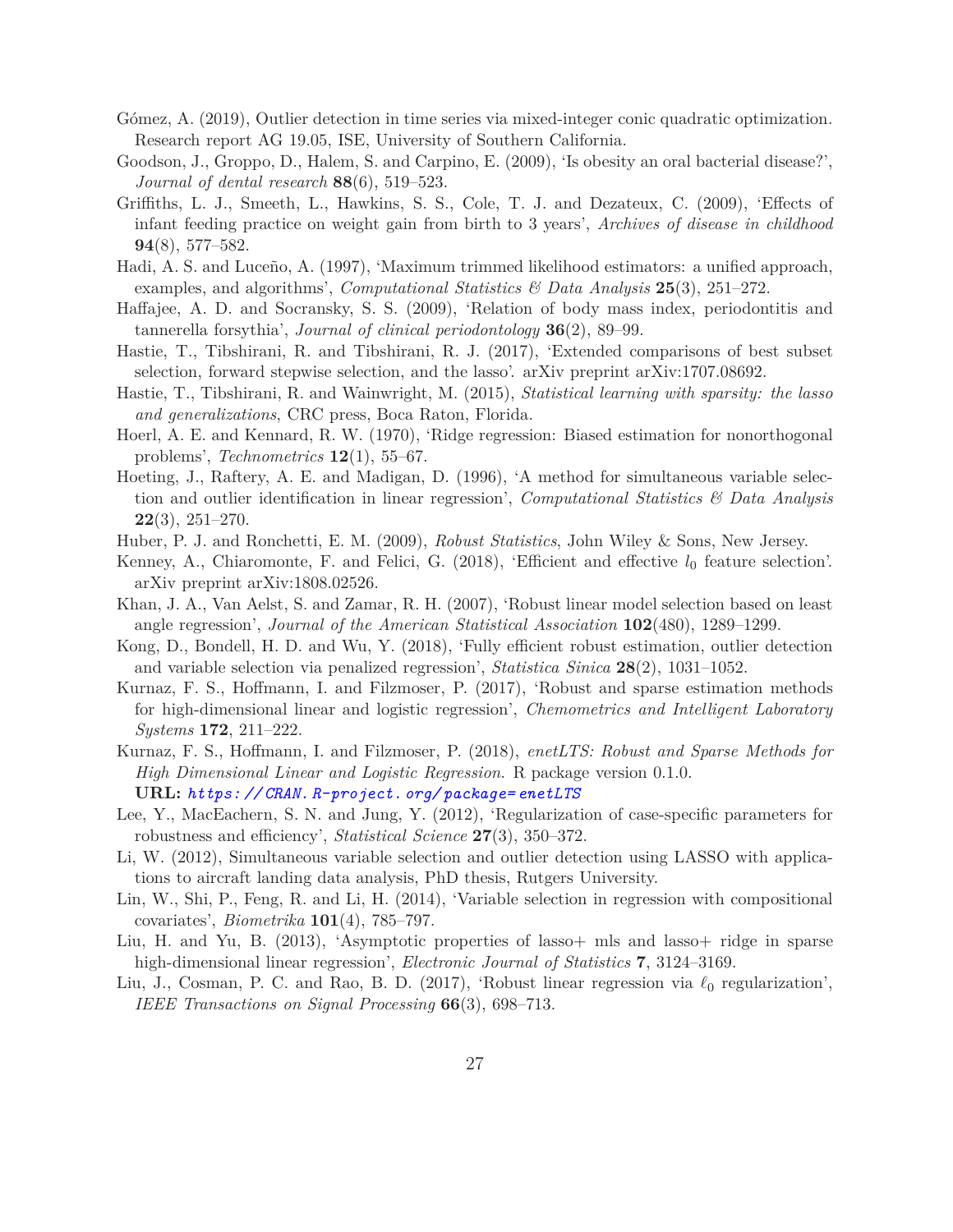Gómez, A. (2019), Outlier detection in time series via mixed-integer conic quadratic optimization. Research report AG 19.05, ISE, University of Southern California.

Goodson, J., Groppo, D., Halem, S. and Carpino, E. (2009), 'Is obesity an oral bacterial disease?', *Journal of dental research* **88**(6), 519–523.

Griffiths, L. J., Smeeth, L., Hawkins, S. S., Cole, T. J. and Dezateux, C. (2009), 'Effects of infant feeding practice on weight gain from birth to 3 years', *Archives of disease in childhood* **94**(8), 577–582.

Hadi, A. S. and Luceño, A. (1997), 'Maximum trimmed likelihood estimators: a unified approach, examples, and algorithms', *Computational Statistics & Data Analysis* **25**(3), 251–272.

Haffajee, A. D. and Socransky, S. S. (2009), 'Relation of body mass index, periodontitis and tannerella forsythia', *Journal of clinical periodontology* **36**(2), 89–99.

Hastie, T., Tibshirani, R. and Tibshirani, R. J. (2017), 'Extended comparisons of best subset selection, forward stepwise selection, and the lasso'. arXiv preprint arXiv:1707.08692.

Hastie, T., Tibshirani, R. and Wainwright, M. (2015), *Statistical learning with sparsity: the lasso and generalizations*, CRC press, Boca Raton, Florida.

Hoerl, A. E. and Kennard, R. W. (1970), 'Ridge regression: Biased estimation for nonorthogonal problems', *Technometrics* **12**(1), 55–67.

Hoeting, J., Raftery, A. E. and Madigan, D. (1996), 'A method for simultaneous variable selection and outlier identification in linear regression', *Computational Statistics & Data Analysis* **22**(3), 251–270.

Huber, P. J. and Ronchetti, E. M. (2009), *Robust Statistics*, John Wiley & Sons, New Jersey.

Kenney, A., Chiaromonte, F. and Felici, G. (2018), 'Efficient and effective $l_0$ feature selection'. arXiv preprint arXiv:1808.02526.

Khan, J. A., Van Aelst, S. and Zamar, R. H. (2007), 'Robust linear model selection based on least angle regression', *Journal of the American Statistical Association* **102**(480), 1289–1299.

Kong, D., Bondell, H. D. and Wu, Y. (2018), 'Fully efficient robust estimation, outlier detection and variable selection via penalized regression', *Statistica Sinica* **28**(2), 1031–1052.

Kurnaz, F. S., Hoffmann, I. and Filzmoser, P. (2017), 'Robust and sparse estimation methods for high-dimensional linear and logistic regression', *Chemometrics and Intelligent Laboratory Systems* **172**, 211–222.

Kurnaz, F. S., Hoffmann, I. and Filzmoser, P. (2018), *enetLTS: Robust and Sparse Methods for High Dimensional Linear and Logistic Regression*. R package version 0.1.0.
**URL:** *https://CRAN.R-project.org/package=enetLTS*

Lee, Y., MacEachern, S. N. and Jung, Y. (2012), 'Regularization of case-specific parameters for robustness and efficiency', *Statistical Science* **27**(3), 350–372.

Li, W. (2012), Simultaneous variable selection and outlier detection using LASSO with applications to aircraft landing data analysis, PhD thesis, Rutgers University.

Lin, W., Shi, P., Feng, R. and Li, H. (2014), 'Variable selection in regression with compositional covariates', *Biometrika* **101**(4), 785–797.

Liu, H. and Yu, B. (2013), 'Asymptotic properties of lasso+ mls and lasso+ ridge in sparse high-dimensional linear regression', *Electronic Journal of Statistics* **7**, 3124–3169.

Liu, J., Cosman, P. C. and Rao, B. D. (2017), 'Robust linear regression via $\ell_0$ regularization', *IEEE Transactions on Signal Processing* **66**(3), 698–713.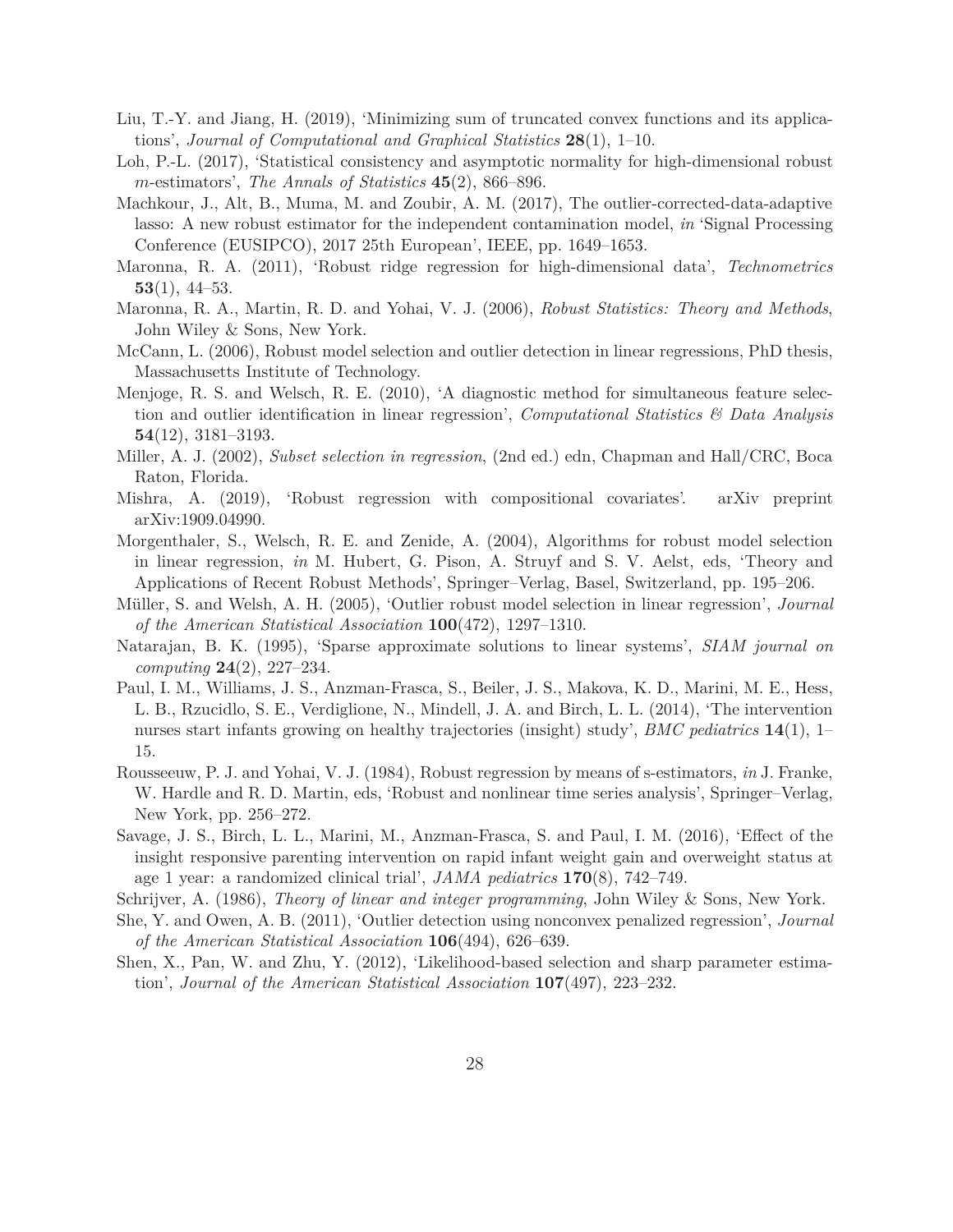Liu, T.-Y. and Jiang, H. (2019), 'Minimizing sum of truncated convex functions and its applications', *Journal of Computational and Graphical Statistics* **28**(1), 1–10.

Loh, P.-L. (2017), 'Statistical consistency and asymptotic normality for high-dimensional robust *m*-estimators', *The Annals of Statistics* **45**(2), 866–896.

Machkour, J., Alt, B., Muma, M. and Zoubir, A. M. (2017), The outlier-corrected-data-adaptive lasso: A new robust estimator for the independent contamination model, *in* 'Signal Processing Conference (EUSIPCO), 2017 25th European', IEEE, pp. 1649–1653.

Maronna, R. A. (2011), 'Robust ridge regression for high-dimensional data', *Technometrics* **53**(1), 44–53.

Maronna, R. A., Martin, R. D. and Yohai, V. J. (2006), *Robust Statistics: Theory and Methods*, John Wiley & Sons, New York.

McCann, L. (2006), Robust model selection and outlier detection in linear regressions, PhD thesis, Massachusetts Institute of Technology.

Menjoge, R. S. and Welsch, R. E. (2010), 'A diagnostic method for simultaneous feature selection and outlier identification in linear regression', *Computational Statistics & Data Analysis* **54**(12), 3181–3193.

Miller, A. J. (2002), *Subset selection in regression*, (2nd ed.) edn, Chapman and Hall/CRC, Boca Raton, Florida.

Mishra, A. (2019), 'Robust regression with compositional covariates'. arXiv preprint arXiv:1909.04990.

Morgenthaler, S., Welsch, R. E. and Zenide, A. (2004), Algorithms for robust model selection in linear regression, *in* M. Hubert, G. Pison, A. Struyf and S. V. Aelst, eds, 'Theory and Applications of Recent Robust Methods', Springer–Verlag, Basel, Switzerland, pp. 195–206.

Müller, S. and Welsh, A. H. (2005), 'Outlier robust model selection in linear regression', *Journal of the American Statistical Association* **100**(472), 1297–1310.

Natarajan, B. K. (1995), 'Sparse approximate solutions to linear systems', *SIAM journal on computing* **24**(2), 227–234.

Paul, I. M., Williams, J. S., Anzman-Frasca, S., Beiler, J. S., Makova, K. D., Marini, M. E., Hess, L. B., Rzucidlo, S. E., Verdiglione, N., Mindell, J. A. and Birch, L. L. (2014), 'The intervention nurses start infants growing on healthy trajectories (insight) study', *BMC pediatrics* **14**(1), 1–15.

Rousseeuw, P. J. and Yohai, V. J. (1984), Robust regression by means of s-estimators, *in* J. Franke, W. Hardle and R. D. Martin, eds, 'Robust and nonlinear time series analysis', Springer–Verlag, New York, pp. 256–272.

Savage, J. S., Birch, L. L., Marini, M., Anzman-Frasca, S. and Paul, I. M. (2016), 'Effect of the insight responsive parenting intervention on rapid infant weight gain and overweight status at age 1 year: a randomized clinical trial', *JAMA pediatrics* **170**(8), 742–749.

Schrijver, A. (1986), *Theory of linear and integer programming*, John Wiley & Sons, New York.

She, Y. and Owen, A. B. (2011), 'Outlier detection using nonconvex penalized regression', *Journal of the American Statistical Association* **106**(494), 626–639.

Shen, X., Pan, W. and Zhu, Y. (2012), 'Likelihood-based selection and sharp parameter estimation', *Journal of the American Statistical Association* **107**(497), 223–232.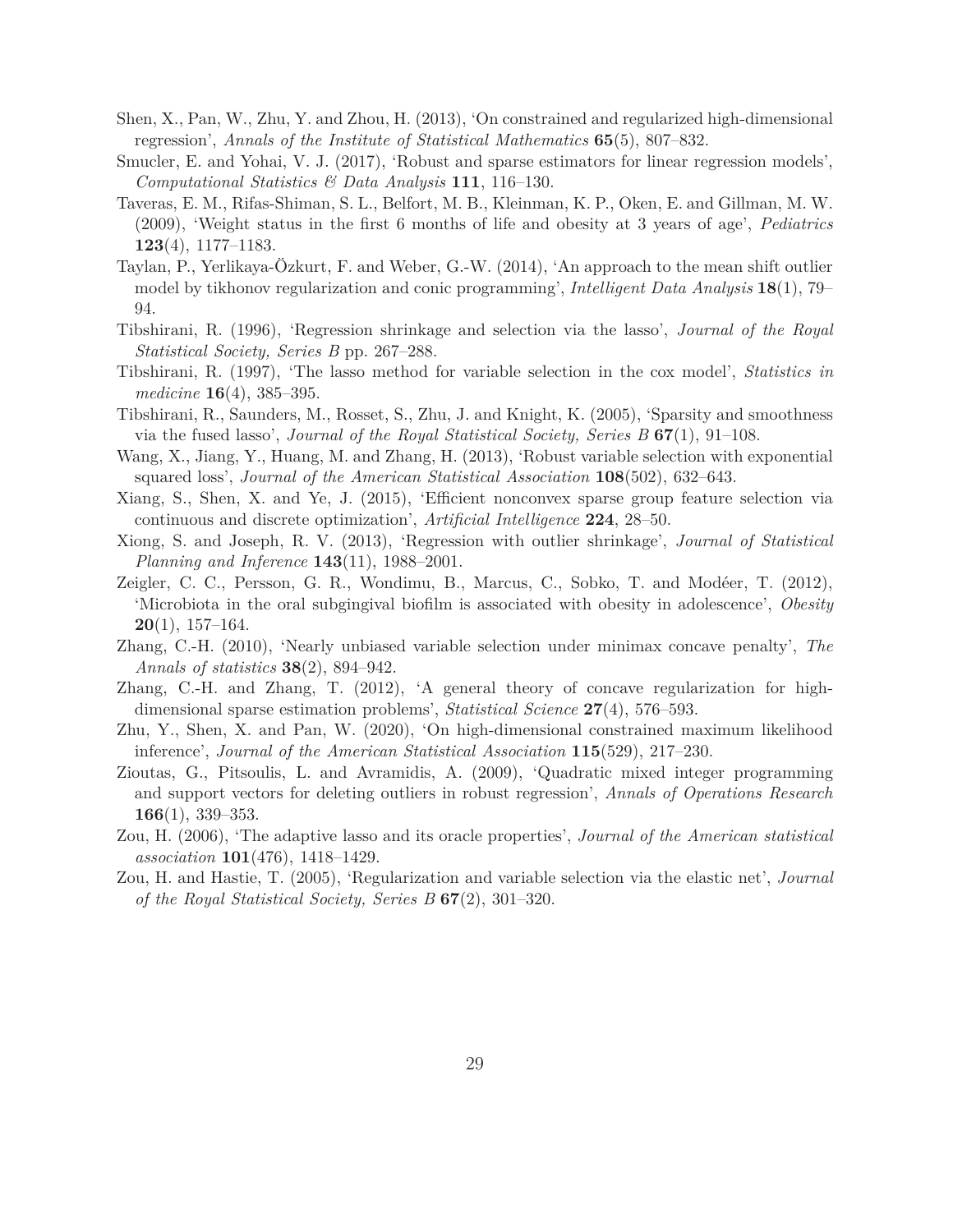Shen, X., Pan, W., Zhu, Y. and Zhou, H. (2013), 'On constrained and regularized high-dimensional regression', *Annals of the Institute of Statistical Mathematics* **65**(5), 807–832.

Smucler, E. and Yohai, V. J. (2017), 'Robust and sparse estimators for linear regression models', *Computational Statistics & Data Analysis* **111**, 116–130.

Taveras, E. M., Rifas-Shiman, S. L., Belfort, M. B., Kleinman, K. P., Oken, E. and Gillman, M. W. (2009), 'Weight status in the first 6 months of life and obesity at 3 years of age', *Pediatrics* **123**(4), 1177–1183.

Taylan, P., Yerlikaya-Özkurt, F. and Weber, G.-W. (2014), 'An approach to the mean shift outlier model by tikhonov regularization and conic programming', *Intelligent Data Analysis* **18**(1), 79–94.

Tibshirani, R. (1996), 'Regression shrinkage and selection via the lasso', *Journal of the Royal Statistical Society, Series B* pp. 267–288.

Tibshirani, R. (1997), 'The lasso method for variable selection in the cox model', *Statistics in medicine* **16**(4), 385–395.

Tibshirani, R., Saunders, M., Rosset, S., Zhu, J. and Knight, K. (2005), 'Sparsity and smoothness via the fused lasso', *Journal of the Royal Statistical Society, Series B* **67**(1), 91–108.

Wang, X., Jiang, Y., Huang, M. and Zhang, H. (2013), 'Robust variable selection with exponential squared loss', *Journal of the American Statistical Association* **108**(502), 632–643.

Xiang, S., Shen, X. and Ye, J. (2015), 'Efficient nonconvex sparse group feature selection via continuous and discrete optimization', *Artificial Intelligence* **224**, 28–50.

Xiong, S. and Joseph, R. V. (2013), 'Regression with outlier shrinkage', *Journal of Statistical Planning and Inference* **143**(11), 1988–2001.

Zeigler, C. C., Persson, G. R., Wondimu, B., Marcus, C., Sobko, T. and Modéer, T. (2012), 'Microbiota in the oral subgingival biofilm is associated with obesity in adolescence', *Obesity* **20**(1), 157–164.

Zhang, C.-H. (2010), 'Nearly unbiased variable selection under minimax concave penalty', *The Annals of statistics* **38**(2), 894–942.

Zhang, C.-H. and Zhang, T. (2012), 'A general theory of concave regularization for high-dimensional sparse estimation problems', *Statistical Science* **27**(4), 576–593.

Zhu, Y., Shen, X. and Pan, W. (2020), 'On high-dimensional constrained maximum likelihood inference', *Journal of the American Statistical Association* **115**(529), 217–230.

Zioutas, G., Pitsoulis, L. and Avramidis, A. (2009), 'Quadratic mixed integer programming and support vectors for deleting outliers in robust regression', *Annals of Operations Research* **166**(1), 339–353.

Zou, H. (2006), 'The adaptive lasso and its oracle properties', *Journal of the American statistical association* **101**(476), 1418–1429.

Zou, H. and Hastie, T. (2005), 'Regularization and variable selection via the elastic net', *Journal of the Royal Statistical Society, Series B* **67**(2), 301–320.